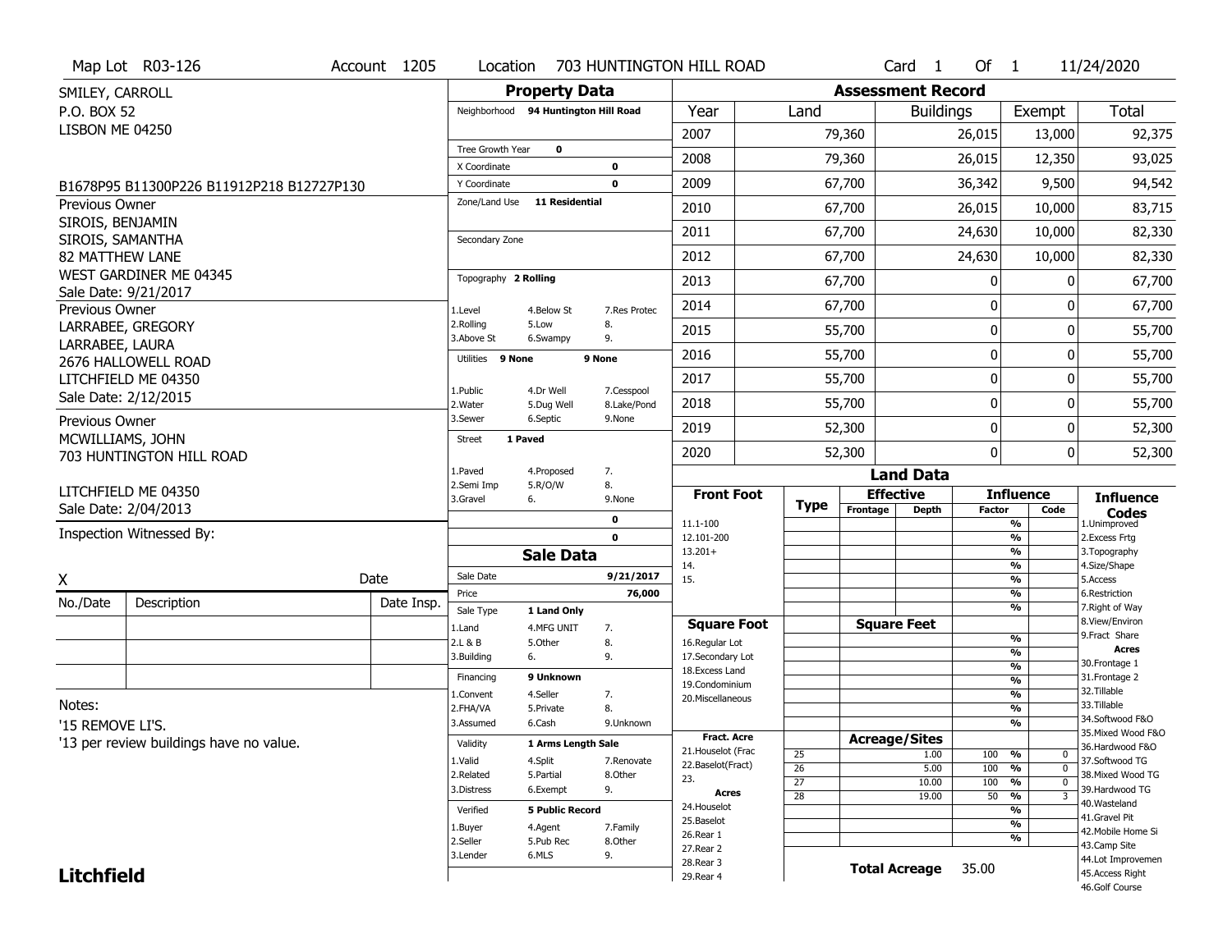Map Lot R03-126 | Account 1205 | Location 703 HUNTINGTON HILL ROAD | Card 1 Of 1 | 11/24/2020

SMILEY, CARROLL
P.O. BOX 52
LISBON ME 04250

B1678P95 B11300P226 B11912P218 B12727P130

**Previous Owner**
SIROIS, BENJAMIN
SIROIS, SAMANTHA
82 MATTHEW LANE
WEST GARDINER ME 04345
Sale Date: 9/21/2017

**Previous Owner**
LARRABEE, GREGORY
LARRABEE, LAURA
2676 HALLOWELL ROAD
LITCHFIELD ME 04350
Sale Date: 2/12/2015

**Previous Owner**
MCWILLIAMS, JOHN
703 HUNTINGTON HILL ROAD

LITCHFIELD ME 04350
Sale Date: 2/04/2013

Inspection Witnessed By:

X ____________________ Date

| No./Date | Description | Date Insp. |
|---|---|---|
| | | |
| | | |
| | | |

Notes:
'15 REMOVE LI'S.
'13 per review buildings have no value.

## Property Data

| | |
|---|---|
| Neighborhood | 94 Huntington Hill Road |
| Tree Growth Year | 0 |
| X Coordinate | 0 |
| Y Coordinate | 0 |
| Zone/Land Use | 11 Residential |
| Secondary Zone | |
| Topography | 2 Rolling |
| Utilities | 9 None / 9 None |
| Street | 1 Paved |

Topography codes: 1.Level, 2.Rolling, 3.Above St, 4.Below St, 5.Low, 6.Swampy, 7.Res Protec, 8., 9.

Utilities codes: 1.Public, 2.Water, 3.Sewer, 4.Dr Well, 5.Dug Well, 6.Septic, 7.Cesspool, 8.Lake/Pond, 9.None

Street codes: 1.Paved, 2.Semi Imp, 3.Gravel, 4.Proposed, 5.R/O/W, 6., 7., 8., 9.None

## Sale Data

| | |
|---|---|
| Sale Date | 9/21/2017 |
| Price | 76,000 |
| Sale Type | 1 Land Only |
| Financing | 9 Unknown |
| Validity | 1 Arms Length Sale |
| Verified | 5 Public Record |

Sale Type codes: 1.Land, 2.L & B, 3.Building, 4.MFG UNIT, 5.Other, 6., 7., 8., 9.

Financing codes: 1.Convent, 2.FHA/VA, 3.Assumed, 4.Seller, 5.Private, 6.Cash, 7., 8., 9.Unknown

Validity codes: 1.Valid, 2.Related, 3.Distress, 4.Split, 5.Partial, 6.Exempt, 7.Renovate, 8.Other, 9.

Verified codes: 1.Buyer, 2.Seller, 3.Lender, 4.Agent, 5.Pub Rec, 6.MLS, 7.Family, 8.Other, 9.

## Assessment Record

| Year | Land | Buildings | Exempt | Total |
|---|---|---|---|---|
| 2007 | 79,360 | 26,015 | 13,000 | 92,375 |
| 2008 | 79,360 | 26,015 | 12,350 | 93,025 |
| 2009 | 67,700 | 36,342 | 9,500 | 94,542 |
| 2010 | 67,700 | 26,015 | 10,000 | 83,715 |
| 2011 | 67,700 | 24,630 | 10,000 | 82,330 |
| 2012 | 67,700 | 24,630 | 10,000 | 82,330 |
| 2013 | 67,700 | 0 | 0 | 67,700 |
| 2014 | 67,700 | 0 | 0 | 67,700 |
| 2015 | 55,700 | 0 | 0 | 55,700 |
| 2016 | 55,700 | 0 | 0 | 55,700 |
| 2017 | 55,700 | 0 | 0 | 55,700 |
| 2018 | 55,700 | 0 | 0 | 55,700 |
| 2019 | 52,300 | 0 | 0 | 52,300 |
| 2020 | 52,300 | 0 | 0 | 52,300 |

## Land Data

| Type | Effective Frontage / Acreage | Effective Depth | Influence Factor | Influence Code |
|---|---|---|---|---|
| 25 | 1.00 | | 100 % | 0 |
| 26 | 5.00 | | 100 % | 0 |
| 27 | 10.00 | | 100 % | 0 |
| 28 | 19.00 | | 50 % | 3 |

**Total Acreage** 35.00

Front Foot: 11.1-100, 12.101-200, 13.201+, 14., 15.

Square Foot: 16.Regular Lot, 17.Secondary Lot, 18.Excess Land, 19.Condominium, 20.Miscellaneous

Fract. Acre: 21.Houselot (Frac, 22.Baselot(Fract), 23.

Acres: 24.Houselot, 25.Baselot, 26.Rear 1, 27.Rear 2, 28.Rear 3, 29.Rear 4

Influence Codes: 1.Unimproved, 2.Excess Frtg, 3.Topography, 4.Size/Shape, 5.Access, 6.Restriction, 7.Right of Way, 8.View/Environ, 9.Fract Share

Acres: 30.Frontage 1, 31.Frontage 2, 32.Tillable, 33.Tillable, 34.Softwood F&O, 35.Mixed Wood F&O, 36.Hardwood F&O, 37.Softwood TG, 38.Mixed Wood TG, 39.Hardwood TG, 40.Wasteland, 41.Gravel Pit, 42.Mobile Home Si, 43.Camp Site, 44.Lot Improvemen, 45.Access Right, 46.Golf Course

**Litchfield**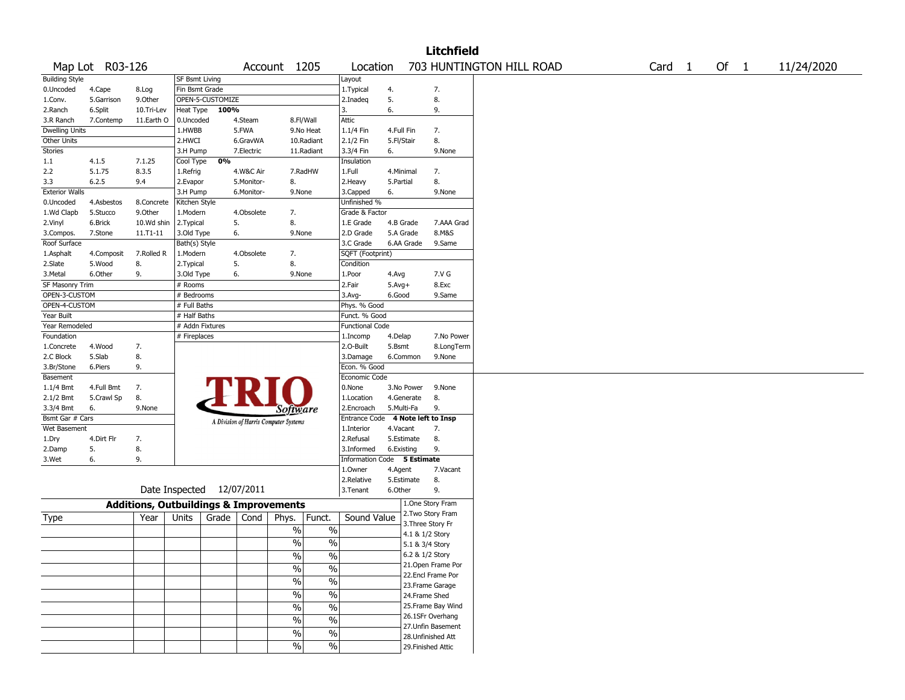# Litchfield

| Map Lot | R03-126 | Account | 1205 | Location | 703 HUNTINGTON HILL ROAD | Card | 1 | Of | 1 | 11/24/2020 |
|---|---|---|---|---|---|---|---|---|---|---|

| Building Style | | | SF Bsmt Living | | | Layout | | |
|---|---|---|---|---|---|---|---|---|
| 0.Uncoded | 4.Cape | 8.Log | Fin Bsmt Grade | | | 1.Typical | 4. | 7. |
| 1.Conv. | 5.Garrison | 9.Other | OPEN-5-CUSTOMIZE | | | 2.Inadeq | 5. | 8. |
| 2.Ranch | 6.Split | 10.Tri-Lev | Heat Type 100% | | | 3. | 6. | 9. |
| 3.R Ranch | 7.Contemp | 11.Earth O | 0.Uncoded | 4.Steam | 8.Fl/Wall | Attic | | |
| Dwelling Units | | | 1.HWBB | 5.FWA | 9.No Heat | 1.1/4 Fin | 4.Full Fin | 7. |
| Other Units | | | 2.HWCI | 6.GravWA | 10.Radiant | 2.1/2 Fin | 5.Fl/Stair | 8. |
| Stories | | | 3.H Pump | 7.Electric | 11.Radiant | 3.3/4 Fin | 6. | 9.None |
| 1.1 | 4.1.5 | 7.1.25 | Cool Type 0% | | | Insulation | | |
| 2.2 | 5.1.75 | 8.3.5 | 1.Refrig | 4.W&C Air | 7.RadHW | 1.Full | 4.Minimal | 7. |
| 3.3 | 6.2.5 | 9.4 | 2.Evapor | 5.Monitor- | 8. | 2.Heavy | 5.Partial | 8. |
| Exterior Walls | | | 3.H Pump | 6.Monitor- | 9.None | 3.Capped | 6. | 9.None |
| 0.Uncoded | 4.Asbestos | 8.Concrete | Kitchen Style | | | Unfinished % | | |
| 1.Wd Clapb | 5.Stucco | 9.Other | 1.Modern | 4.Obsolete | 7. | Grade & Factor | | |
| 2.Vinyl | 6.Brick | 10.Wd shin | 2.Typical | 5. | 8. | 1.E Grade | 4.B Grade | 7.AAA Grad |
| 3.Compos. | 7.Stone | 11.T1-11 | 3.Old Type | 6. | 9.None | 2.D Grade | 5.A Grade | 8.M&S |
| Roof Surface | | | Bath(s) Style | | | 3.C Grade | 6.AA Grade | 9.Same |
| 1.Asphalt | 4.Composit | 7.Rolled R | 1.Modern | 4.Obsolete | 7. | SQFT (Footprint) | | |
| 2.Slate | 5.Wood | 8. | 2.Typical | 5. | 8. | Condition | | |
| 3.Metal | 6.Other | 9. | 3.Old Type | 6. | 9.None | 1.Poor | 4.Avg | 7.V G |
| SF Masonry Trim | | | # Rooms | | | 2.Fair | 5.Avg+ | 8.Exc |
| OPEN-3-CUSTOM | | | # Bedrooms | | | 3.Avg- | 6.Good | 9.Same |
| OPEN-4-CUSTOM | | | # Full Baths | | | Phys. % Good | | |
| Year Built | | | # Half Baths | | | Funct. % Good | | |
| Year Remodeled | | | # Addn Fixtures | | | Functional Code | | |
| Foundation | | | # Fireplaces | | | 1.Incomp | 4.Delap | 7.No Power |
| 1.Concrete | 4.Wood | 7. | | | | 2.O-Built | 5.Bsmt | 8.LongTerm |
| 2.C Block | 5.Slab | 8. | | | | 3.Damage | 6.Common | 9.None |
| 3.Br/Stone | 6.Piers | 9. | | | | Econ. % Good | | |
| Basement | | | | | | Economic Code | | |
| 1.1/4 Bmt | 4.Full Bmt | 7. | | | | 0.None | 3.No Power | 9.None |
| 2.1/2 Bmt | 5.Crawl Sp | 8. | | | | 1.Location | 4.Generate | 8. |
| 3.3/4 Bmt | 6. | 9.None | | | | 2.Encroach | 5.Multi-Fa | 9. |
| Bsmt Gar # Cars | | | | | | Entrance Code 4 Note left to Insp | | |
| Wet Basement | | | | | | 1.Interior | 4.Vacant | 7. |
| 1.Dry | 4.Dirt Flr | 7. | | | | 2.Refusal | 5.Estimate | 8. |
| 2.Damp | 5. | 8. | | | | 3.Informed | 6.Existing | 9. |
| 3.Wet | 6. | 9. | | | | Information Code 5 Estimate | | |
| | | | | | | 1.Owner | 4.Agent | 7.Vacant |
| | | | | | | 2.Relative | 5.Estimate | 8. |
| | | | Date Inspected 12/07/2011 | | | 3.Tenant | 6.Other | 9. |

TRIO Software — A Division of Harris Computer Systems

## Additions, Outbuildings & Improvements

| Type | Year | Units | Grade | Cond | Phys. | Funct. | Sound Value |
|---|---|---|---|---|---|---|---|
| | | | | | % | % | |
| | | | | | % | % | |
| | | | | | % | % | |
| | | | | | % | % | |
| | | | | | % | % | |
| | | | | | % | % | |
| | | | | | % | % | |
| | | | | | % | % | |
| | | | | | % | % | |
| | | | | | % | % | |

1.One Story Fram
2.Two Story Fram
3.Three Story Fr
4.1 & 1/2 Story
5.1 & 3/4 Story
6.2 & 1/2 Story
21.Open Frame Por
22.Encl Frame Por
23.Frame Garage
24.Frame Shed
25.Frame Bay Wind
26.1SFr Overhang
27.Unfin Basement
28.Unfinished Att
29.Finished Attic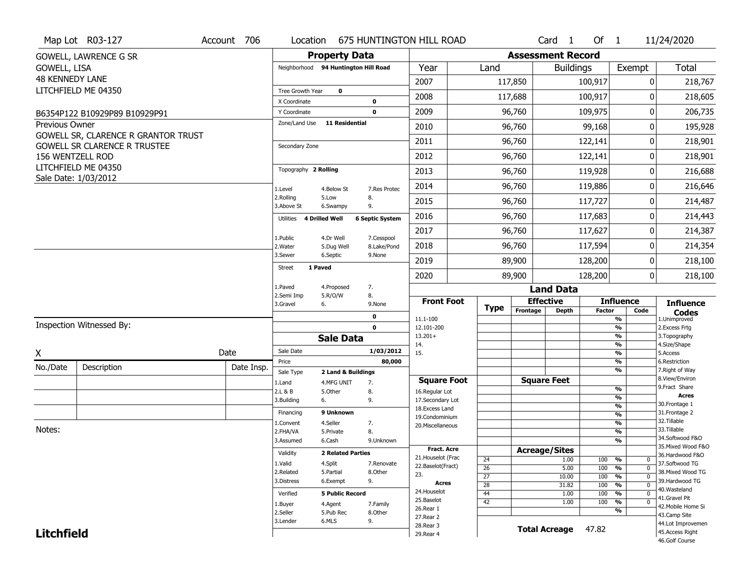Map Lot R03-127 | Account 706 | Location 675 HUNTINGTON HILL ROAD | Card 1 Of 1 | 11/24/2020

GOWELL, LAWRENCE G SR
GOWELL, LISA
48 KENNEDY LANE
LITCHFIELD ME 04350

B6354P122 B10929P89 B10929P91

Previous Owner
GOWELL SR, CLARENCE R GRANTOR TRUST
GOWELL SR CLARENCE R TRUSTEE
156 WENTZELL ROD
LITCHFIELD ME 04350
Sale Date: 1/03/2012

## Property Data

Neighborhood: 94 Huntington Hill Road

Tree Growth Year: 0
X Coordinate: 0
Y Coordinate: 0
Zone/Land Use: 11 Residential
Secondary Zone:

Topography: 2 Rolling
1.Level 2.Rolling 3.Above St 4.Below St 5.Low 6.Swampy 7.Res Protec 8. 9.

Utilities: 4 Drilled Well, 6 Septic System
1.Public 2.Water 3.Sewer 4.Dr Well 5.Dug Well 6.Septic 7.Cesspool 8.Lake/Pond 9.None

Street: 1 Paved
1.Paved 2.Semi Imp 3.Gravel 4.Proposed 5.R/O/W 6. 7. 8. 9.None

0
0

## Sale Data

Sale Date: 1/03/2012
Price: 80,000
Sale Type: 2 Land & Buildings
1.Land 2.L & B 3.Building 4.MFG UNIT 5.Other 6. 7. 8. 9.

Financing: 9 Unknown
1.Convent 2.FHA/VA 3.Assumed 4.Seller 5.Private 6.Cash 7. 8. 9.Unknown

Validity: 2 Related Parties
1.Valid 2.Related 3.Distress 4.Split 5.Partial 6.Exempt 7.Renovate 8.Other 9.

Verified: 5 Public Record
1.Buyer 2.Seller 3.Lender 4.Agent 5.Pub Rec 6.MLS 7.Family 8.Other 9.

## Assessment Record

| Year | Land | Buildings | Exempt | Total |
|---|---|---|---|---|
| 2007 | 117,850 | 100,917 | 0 | 218,767 |
| 2008 | 117,688 | 100,917 | 0 | 218,605 |
| 2009 | 96,760 | 109,975 | 0 | 206,735 |
| 2010 | 96,760 | 99,168 | 0 | 195,928 |
| 2011 | 96,760 | 122,141 | 0 | 218,901 |
| 2012 | 96,760 | 122,141 | 0 | 218,901 |
| 2013 | 96,760 | 119,928 | 0 | 216,688 |
| 2014 | 96,760 | 119,886 | 0 | 216,646 |
| 2015 | 96,760 | 117,727 | 0 | 214,487 |
| 2016 | 96,760 | 117,683 | 0 | 214,443 |
| 2017 | 96,760 | 117,627 | 0 | 214,387 |
| 2018 | 96,760 | 117,594 | 0 | 214,354 |
| 2019 | 89,900 | 128,200 | 0 | 218,100 |
| 2020 | 89,900 | 128,200 | 0 | 218,100 |

## Land Data

Front Foot: 11.1-100, 12.101-200, 13.201+, 14., 15.

Square Foot: 16.Regular Lot, 17.Secondary Lot, 18.Excess Land, 19.Condominium, 20.Miscellaneous

Fract. Acre: 21.Houselot (Frac, 22.Baselot(Fract), 23.

Acres: 24.Houselot, 25.Baselot, 26.Rear 1, 27.Rear 2, 28.Rear 3, 29.Rear 4

### Acreage/Sites

| Type | Acreage/Sites | Influence Factor | Code |
|---|---|---|---|
| 24 | 1.00 | 100 % | 0 |
| 26 | 5.00 | 100 % | 0 |
| 27 | 10.00 | 100 % | 0 |
| 28 | 31.82 | 100 % | 0 |
| 44 | 1.00 | 100 % | 0 |
| 42 | 1.00 | 100 % | 0 |

Total Acreage 47.82

Influence Codes: 1.Unimproved 2.Excess Frtg 3.Topography 4.Size/Shape 5.Access 6.Restriction 7.Right of Way 8.View/Environ 9.Fract Share

Acres: 30.Frontage 1 31.Frontage 2 32.Tillable 33.Tillable 34.Softwood F&O 35.Mixed Wood F&O 36.Hardwood F&O 37.Softwood TG 38.Mixed Wood TG 39.Hardwood TG 40.Wasteland 41.Gravel Pit 42.Mobile Home Si 43.Camp Site 44.Lot Improvemen 45.Access Right 46.Golf Course

Inspection Witnessed By:

X ______ Date ______

| No./Date | Description | Date Insp. |
|---|---|---|
| | | |
| | | |
| | | |

Notes:

**Litchfield**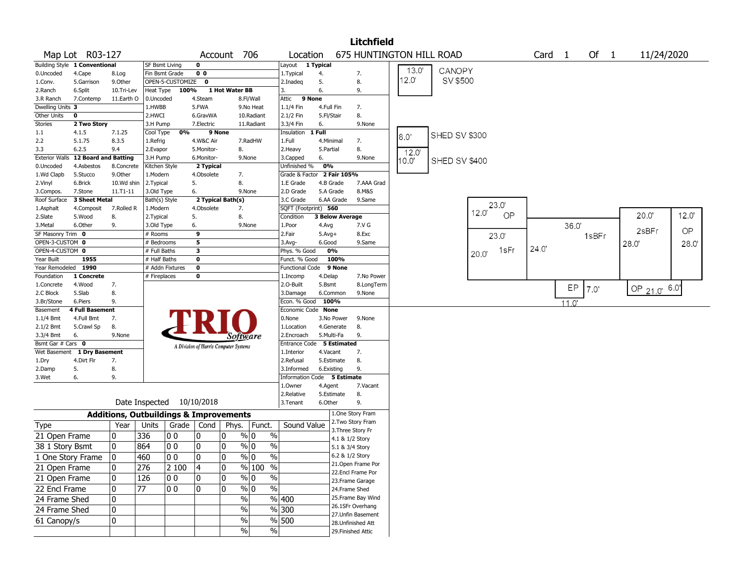# Litchfield

**Map Lot** R03-127 **Account** 706 **Location** 675 HUNTINGTON HILL ROAD **Card** 1 **Of** 1 11/24/2020

| Building Style | 1 Conventional | | SF Bsmt Living | 0 | | Layout | 1 Typical | |
|---|---|---|---|---|---|---|---|---|
| 0.Uncoded | 4.Cape | 8.Log | Fin Bsmt Grade | 0 0 | | 1.Typical | 4. | 7. |
| 1.Conv. | 5.Garrison | 9.Other | OPEN-5-CUSTOMIZE | 0 | | 2.Inadeq | 5. | 8. |
| 2.Ranch | 6.Split | 10.Tri-Lev | Heat Type 100% | 1 Hot Water BB | | 3. | 6. | 9. |
| 3.R Ranch | 7.Contemp | 11.Earth O | 0.Uncoded | 4.Steam | 8.Fl/Wall | Attic | 9 None | |
| Dwelling Units | 3 | | 1.HWBB | 5.FWA | 9.No Heat | 1.1/4 Fin | 4.Full Fin | 7. |
| Other Units | 0 | | 2.HWCI | 6.GravWA | 10.Radiant | 2.1/2 Fin | 5.Fl/Stair | 8. |
| Stories | 2 Two Story | | 3.H Pump | 7.Electric | 11.Radiant | 3.3/4 Fin | 6. | 9.None |
| 1.1 | 4.1.5 | 7.1.25 | Cool Type 0% | 9 None | | Insulation | 1 Full | |
| 2.2 | 5.1.75 | 8.3.5 | 1.Refrig | 4.W&C Air | 7.RadHW | 1.Full | 4.Minimal | 7. |
| 3.3 | 6.2.5 | 9.4 | 2.Evapor | 5.Monitor- | 8. | 2.Heavy | 5.Partial | 8. |
| Exterior Walls | 12 Board and Batting | | 3.H Pump | 6.Monitor- | 9.None | 3.Capped | 6. | 9.None |
| 0.Uncoded | 4.Asbestos | 8.Concrete | Kitchen Style | 2 Typical | | Unfinished % | 0% | |
| 1.Wd Clapb | 5.Stucco | 9.Other | 1.Modern | 4.Obsolete | 7. | Grade & Factor | 2 Fair 105% | |
| 2.Vinyl | 6.Brick | 10.Wd shin | 2.Typical | 5. | 8. | 1.E Grade | 4.B Grade | 7.AAA Grad |
| 3.Compos. | 7.Stone | 11.T1-11 | 3.Old Type | 6. | 9.None | 2.D Grade | 5.A Grade | 8.M&S |
| Roof Surface | 3 Sheet Metal | | Bath(s) Style | 2 Typical Bath(s) | | 3.C Grade | 6.AA Grade | 9.Same |
| 1.Asphalt | 4.Composit | 7.Rolled R | 1.Modern | 4.Obsolete | 7. | SQFT (Footprint) | 560 | |
| 2.Slate | 5.Wood | 8. | 2.Typical | 5. | 8. | Condition | 3 Below Average | |
| 3.Metal | 6.Other | 9. | 3.Old Type | 6. | 9.None | 1.Poor | 4.Avg | 7.V G |
| SF Masonry Trim | 0 | | # Rooms | 9 | | 2.Fair | 5.Avg+ | 8.Exc |
| OPEN-3-CUSTOM | 0 | | # Bedrooms | 5 | | 3.Avg- | 6.Good | 9.Same |
| OPEN-4-CUSTOM | 0 | | # Full Baths | 3 | | Phys. % Good | 0% | |
| Year Built | 1955 | | # Half Baths | 0 | | Funct. % Good | 100% | |
| Year Remodeled | 1990 | | # Addn Fixtures | 0 | | Functional Code | 9 None | |
| Foundation | 1 Concrete | | # Fireplaces | 0 | | 1.Incomp | 4.Delap | 7.No Power |
| 1.Concrete | 4.Wood | 7. | | | | 2.O-Built | 5.Bsmt | 8.LongTerm |
| 2.C Block | 5.Slab | 8. | | | | 3.Damage | 6.Common | 9.None |
| 3.Br/Stone | 6.Piers | 9. | | | | Econ. % Good | 100% | |
| Basement | 4 Full Basement | | | | | Economic Code | None | |
| 1.1/4 Bmt | 4.Full Bmt | 7. | | | | 0.None | 3.No Power | 9.None |
| 2.1/2 Bmt | 5.Crawl Sp | 8. | | | | 1.Location | 4.Generate | 8. |
| 3.3/4 Bmt | 6. | 9.None | | | | 2.Encroach | 5.Multi-Fa | 9. |
| Bsmt Gar # Cars | 0 | | | | | Entrance Code | 5 Estimated | |
| Wet Basement | 1 Dry Basement | | | | | 1.Interior | 4.Vacant | 7. |
| 1.Dry | 4.Dirt Flr | 7. | | | | 2.Refusal | 5.Estimate | 8. |
| 2.Damp | 5. | 8. | | | | 3.Informed | 6.Existing | 9. |
| 3.Wet | 6. | 9. | | | | Information Code | 5 Estimate | |
| | | | | | | 1.Owner | 4.Agent | 7.Vacant |
| | | | | | | 2.Relative | 5.Estimate | 8. |
| | | | | | | 3.Tenant | 6.Other | 9. |

TRIO Software — A Division of Harris Computer Systems

Date Inspected 10/10/2018

## Additions, Outbuildings & Improvements

| Type | Year | Units | Grade | Cond | Phys. | Funct. | Sound Value |
|---|---|---|---|---|---|---|---|
| 21 Open Frame | 0 | 336 | 0 0 | 0 | 0 % | 0 % | |
| 38 1 Story Bsmt | 0 | 864 | 0 0 | 0 | 0 % | 0 % | |
| 1 One Story Frame | 0 | 460 | 0 0 | 0 | 0 % | 0 % | |
| 21 Open Frame | 0 | 276 | 2 100 | 4 | 0 % | 100 % | |
| 21 Open Frame | 0 | 126 | 0 0 | 0 | 0 % | 0 % | |
| 22 Encl Frame | 0 | 77 | 0 0 | 0 | 0 % | 0 % | |
| 24 Frame Shed | 0 | | | | % | % | 400 |
| 24 Frame Shed | 0 | | | | % | % | 300 |
| 61 Canopy/s | 0 | | | | % | % | 500 |
| | | | | | % | % | |

1.One Story Fram
2.Two Story Fram
3.Three Story Fr
4.1 & 1/2 Story
5.1 & 3/4 Story
6.2 & 1/2 Story
21.Open Frame Por
22.Encl Frame Por
23.Frame Garage
24.Frame Shed
25.Frame Bay Wind
26.1SFr Overhang
27.Unfin Basement
28.Unfinished Att
29.Finished Attic

Sketch: 13.0' x 12.0' CANOPY SV $500; 8.0' SHED SV $300; 12.0' x 10.0' SHED SV $400; 23.0' x 12.0' OP; 23.0' x 20.0' 1sFr; 36.0' x 24.0' 1sBFr; 20.0' x 28.0' 2sBFr; 12.0' x 28.0' OP; EP 7.0' x 11.0'; OP 21.0' x 6.0'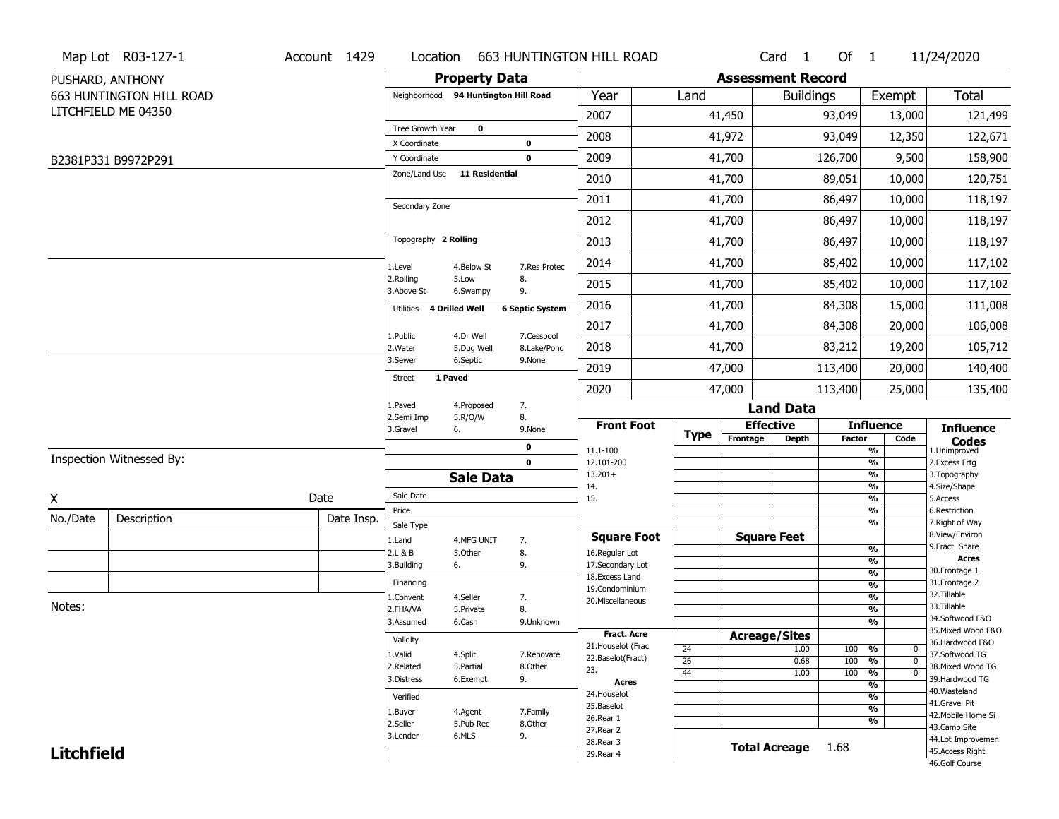Map Lot R03-127-1 | Account 1429 | Location 663 HUNTINGTON HILL ROAD | Card 1 Of 1 | 11/24/2020

PUSHARD, ANTHONY
663 HUNTINGTON HILL ROAD
LITCHFIELD ME 04350

B2381P331 B9972P291

## Property Data

Neighborhood **94 Huntington Hill Road**

Tree Growth Year **0**
X Coordinate **0**
Y Coordinate **0**
Zone/Land Use **11 Residential**

Secondary Zone

Topography **2 Rolling**

1.Level 4.Below St 7.Res Protec
2.Rolling 5.Low 8.
3.Above St 6.Swampy 9.

Utilities **4 Drilled Well** **6 Septic System**

1.Public 4.Dr Well 7.Cesspool
2.Water 5.Dug Well 8.Lake/Pond
3.Sewer 6.Septic 9.None

Street **1 Paved**

1.Paved 4.Proposed 7.
2.Semi Imp 5.R/O/W 8.
3.Gravel 6. 9.None

0
0

## Assessment Record

| Year | Land | Buildings | Exempt | Total |
|---|---|---|---|---|
| 2007 | 41,450 | 93,049 | 13,000 | 121,499 |
| 2008 | 41,972 | 93,049 | 12,350 | 122,671 |
| 2009 | 41,700 | 126,700 | 9,500 | 158,900 |
| 2010 | 41,700 | 89,051 | 10,000 | 120,751 |
| 2011 | 41,700 | 86,497 | 10,000 | 118,197 |
| 2012 | 41,700 | 86,497 | 10,000 | 118,197 |
| 2013 | 41,700 | 86,497 | 10,000 | 118,197 |
| 2014 | 41,700 | 85,402 | 10,000 | 117,102 |
| 2015 | 41,700 | 85,402 | 10,000 | 117,102 |
| 2016 | 41,700 | 84,308 | 15,000 | 111,008 |
| 2017 | 41,700 | 84,308 | 20,000 | 106,008 |
| 2018 | 41,700 | 83,212 | 19,200 | 105,712 |
| 2019 | 47,000 | 113,400 | 20,000 | 140,400 |
| 2020 | 47,000 | 113,400 | 25,000 | 135,400 |

## Land Data

| Front Foot | Type | Effective Frontage | Effective Depth | Influence Factor | Influence Code |
|---|---|---|---|---|---|
| 11.1-100 | | | | % | |
| 12.101-200 | | | | % | |
| 13.201+ | | | | % | |
| 14. | | | | % | |
| 15. | | | | % | |
| | | | | % | |
| | | | | % | |

| Square Foot | | Square Feet | Influence Factor | Influence Code |
|---|---|---|---|---|
| 16.Regular Lot | | | % | |
| 17.Secondary Lot | | | % | |
| 18.Excess Land | | | % | |
| 19.Condominium | | | % | |
| 20.Miscellaneous | | | % | |
| | | | % | |
| | | | % | |

| Fract. Acre | Type | Acreage/Sites | Influence Factor | Influence Code |
|---|---|---|---|---|
| 21.Houselot (Frac | 24 | 1.00 | 100 % | 0 |
| 22.Baselot(Fract) | 26 | 0.68 | 100 % | 0 |
| 23. | 44 | 1.00 | 100 % | 0 |
| **Acres** | | | % | |
| 24.Houselot | | | % | |
| 25.Baselot | | | % | |
| 26.Rear 1 | | | % | |
| 27.Rear 2 | | | | |
| 28.Rear 3 | | | | |
| 29.Rear 4 | | | | |

**Total Acreage** 1.68

**Influence Codes**
1.Unimproved
2.Excess Frtg
3.Topography
4.Size/Shape
5.Access
6.Restriction
7.Right of Way
8.View/Environ
9.Fract Share
**Acres**
30.Frontage 1
31.Frontage 2
32.Tillable
33.Tillable
34.Softwood F&O
35.Mixed Wood F&O
36.Hardwood F&O
37.Softwood TG
38.Mixed Wood TG
39.Hardwood TG
40.Wasteland
41.Gravel Pit
42.Mobile Home Si
43.Camp Site
44.Lot Improvemen
45.Access Right
46.Golf Course

## Sale Data

Sale Date
Price
Sale Type
1.Land 4.MFG UNIT 7.
2.L & B 5.Other 8.
3.Building 6. 9.

Financing
1.Convent 4.Seller 7.
2.FHA/VA 5.Private 8.
3.Assumed 6.Cash 9.Unknown

Validity
1.Valid 4.Split 7.Renovate
2.Related 5.Partial 8.Other
3.Distress 6.Exempt 9.

Verified
1.Buyer 4.Agent 7.Family
2.Seller 5.Pub Rec 8.Other
3.Lender 6.MLS 9.

Inspection Witnessed By:

X Date

| No./Date | Description | Date Insp. |
|---|---|---|
| | | |
| | | |
| | | |

Notes:

**Litchfield**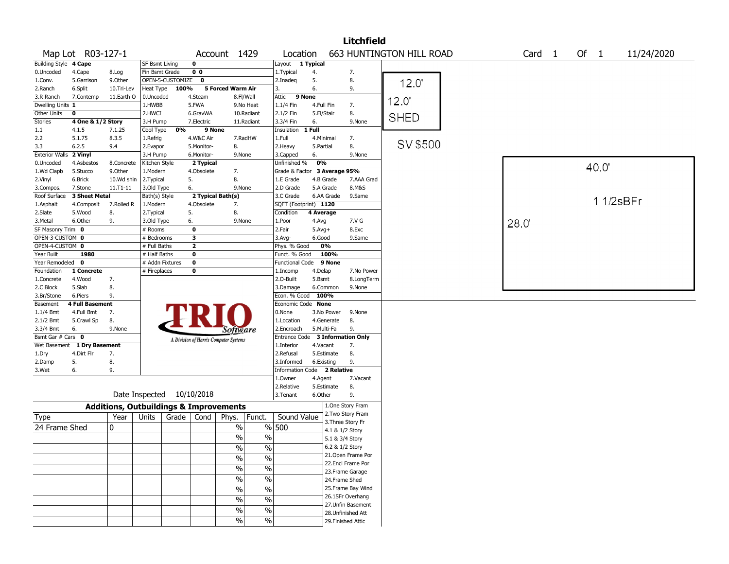# Litchfield

**Map Lot** R03-127-1 **Account** 1429 **Location** 663 HUNTINGTON HILL ROAD **Card** 1 **Of** 1 11/24/2020

| Building Style | 4 Cape | | SF Bsmt Living | 0 | | | Layout | 1 Typical | |
|---|---|---|---|---|---|---|---|---|---|
| 0.Uncoded | 4.Cape | 8.Log | Fin Bsmt Grade | 0 0 | | | 1.Typical | 4. | 7. |
| 1.Conv. | 5.Garrison | 9.Other | OPEN-5-CUSTOMIZE | 0 | | | 2.Inadeq | 5. | 8. |
| 2.Ranch | 6.Split | 10.Tri-Lev | Heat Type | 100% | 5 Forced Warm Air | | 3. | 6. | 9. |
| 3.R Ranch | 7.Contemp | 11.Earth O | 0.Uncoded | 4.Steam | 8.Fl/Wall | | Attic | 9 None | |
| Dwelling Units | 1 | | 1.HWBB | 5.FWA | 9.No Heat | | 1.1/4 Fin | 4.Full Fin | 7. |
| Other Units | 0 | | 2.HWCI | 6.GravWA | 10.Radiant | | 2.1/2 Fin | 5.Fl/Stair | 8. |
| Stories | 4 One & 1/2 Story | | 3.H Pump | 7.Electric | 11.Radiant | | 3.3/4 Fin | 6. | 9.None |
| 1.1 | 4.1.5 | 7.1.25 | Cool Type | 0% | 9 None | | Insulation | 1 Full | |
| 2.2 | 5.1.75 | 8.3.5 | 1.Refrig | 4.W&C Air | 7.RadHW | | 1.Full | 4.Minimal | 7. |
| 3.3 | 6.2.5 | 9.4 | 2.Evapor | 5.Monitor- | 8. | | 2.Heavy | 5.Partial | 8. |
| Exterior Walls | 2 Vinyl | | 3.H Pump | 6.Monitor- | 9.None | | 3.Capped | 6. | 9.None |
| 0.Uncoded | 4.Asbestos | 8.Concrete | Kitchen Style | 2 Typical | | | Unfinished % | 0% | |
| 1.Wd Clapb | 5.Stucco | 9.Other | 1.Modern | 4.Obsolete | 7. | | Grade & Factor | 3 Average 95% | |
| 2.Vinyl | 6.Brick | 10.Wd shin | 2.Typical | 5. | 8. | | 1.E Grade | 4.B Grade | 7.AAA Grad |
| 3.Compos. | 7.Stone | 11.T1-11 | 3.Old Type | 6. | 9.None | | 2.D Grade | 5.A Grade | 8.M&S |
| Roof Surface | 3 Sheet Metal | | Bath(s) Style | 2 Typical Bath(s) | | | 3.C Grade | 6.AA Grade | 9.Same |
| 1.Asphalt | 4.Composit | 7.Rolled R | 1.Modern | 4.Obsolete | 7. | | SQFT (Footprint) | 1120 | |
| 2.Slate | 5.Wood | 8. | 2.Typical | 5. | 8. | | Condition | 4 Average | |
| 3.Metal | 6.Other | 9. | 3.Old Type | 6. | 9.None | | 1.Poor | 4.Avg | 7.V G |
| SF Masonry Trim | 0 | | # Rooms | 0 | | | 2.Fair | 5.Avg+ | 8.Exc |
| OPEN-3-CUSTOM | 0 | | # Bedrooms | 3 | | | 3.Avg- | 6.Good | 9.Same |
| OPEN-4-CUSTOM | 0 | | # Full Baths | 2 | | | Phys. % Good | 0% | |
| Year Built | 1980 | | # Half Baths | 0 | | | Funct. % Good | 100% | |
| Year Remodeled | 0 | | # Addn Fixtures | 0 | | | Functional Code | 9 None | |
| Foundation | 1 Concrete | | # Fireplaces | 0 | | | 1.Incomp | 4.Delap | 7.No Power |
| 1.Concrete | 4.Wood | 7. | | | | | 2.O-Built | 5.Bsmt | 8.LongTerm |
| 2.C Block | 5.Slab | 8. | | | | | 3.Damage | 6.Common | 9.None |
| 3.Br/Stone | 6.Piers | 9. | | | | | Econ. % Good | 100% | |
| Basement | 4 Full Basement | | | | | | Economic Code | None | |
| 1.1/4 Bmt | 4.Full Bmt | 7. | | | | | 0.None | 3.No Power | 9.None |
| 2.1/2 Bmt | 5.Crawl Sp | 8. | | | | | 1.Location | 4.Generate | 8. |
| 3.3/4 Bmt | 6. | 9.None | | | | | 2.Encroach | 5.Multi-Fa | 9. |
| Bsmt Gar # Cars | 0 | | | | | | Entrance Code | 3 Information Only | |
| Wet Basement | 1 Dry Basement | | | | | | 1.Interior | 4.Vacant | 7. |
| 1.Dry | 4.Dirt Flr | 7. | | | | | 2.Refusal | 5.Estimate | 8. |
| 2.Damp | 5. | 8. | | | | | 3.Informed | 6.Existing | 9. |
| 3.Wet | 6. | 9. | | | | | Information Code | 2 Relative | |
| | | | | | | | 1.Owner | 4.Agent | 7.Vacant |
| | | | | | | | 2.Relative | 5.Estimate | 8. |
| | | | | | | | 3.Tenant | 6.Other | 9. |

TRIO Software — A Division of Harris Computer Systems

Date Inspected 10/10/2018

## Additions, Outbuildings & Improvements

| Type | Year | Units | Grade | Cond | Phys. | Funct. | Sound Value |
|---|---|---|---|---|---|---|---|
| 24 Frame Shed | 0 | | | | % | % | 500 |
| | | | | | % | % | |
| | | | | | % | % | |
| | | | | | % | % | |
| | | | | | % | % | |
| | | | | | % | % | |
| | | | | | % | % | |
| | | | | | % | % | |
| | | | | | % | % | |
| | | | | | % | % | |

1.One Story Fram
2.Two Story Fram
3.Three Story Fr
4.1 & 1/2 Story
5.1 & 3/4 Story
6.2 & 1/2 Story
21.Open Frame Por
22.Encl Frame Por
23.Frame Garage
24.Frame Shed
25.Frame Bay Wind
26.1SFr Overhang
27.Unfin Basement
28.Unfinished Att
29.Finished Attic

Sketch: SHED 12.0' x 12.0' — SV $500

Sketch: 1 1/2sBFr 40.0' x 28.0'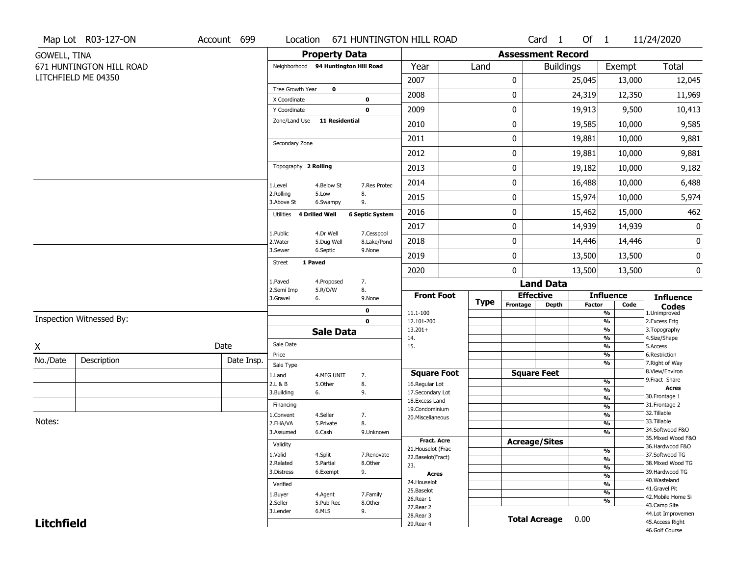Map Lot R03-127-ON | Account 699 | Location 671 HUNTINGTON HILL ROAD | Card 1 Of 1 | 11/24/2020

GOWELL, TINA
671 HUNTINGTON HILL ROAD
LITCHFIELD ME 04350

## Property Data

Neighborhood **94 Huntington Hill Road**

Tree Growth Year **0**
X Coordinate **0**
Y Coordinate **0**
Zone/Land Use **11 Residential**

Secondary Zone

Topography **2 Rolling**

| | | |
|---|---|---|
| 1.Level | 4.Below St | 7.Res Protec |
| 2.Rolling | 5.Low | 8. |
| 3.Above St | 6.Swampy | 9. |

Utilities **4 Drilled Well** **6 Septic System**

| | | |
|---|---|---|
| 1.Public | 4.Dr Well | 7.Cesspool |
| 2.Water | 5.Dug Well | 8.Lake/Pond |
| 3.Sewer | 6.Septic | 9.None |

Street **1 Paved**

| | | |
|---|---|---|
| 1.Paved | 4.Proposed | 7. |
| 2.Semi Imp | 5.R/O/W | 8. |
| 3.Gravel | 6. | 9.None |

**0**
**0**

## Assessment Record

| Year | Land | Buildings | Exempt | Total |
|---|---|---|---|---|
| 2007 | 0 | 25,045 | 13,000 | 12,045 |
| 2008 | 0 | 24,319 | 12,350 | 11,969 |
| 2009 | 0 | 19,913 | 9,500 | 10,413 |
| 2010 | 0 | 19,585 | 10,000 | 9,585 |
| 2011 | 0 | 19,881 | 10,000 | 9,881 |
| 2012 | 0 | 19,881 | 10,000 | 9,881 |
| 2013 | 0 | 19,182 | 10,000 | 9,182 |
| 2014 | 0 | 16,488 | 10,000 | 6,488 |
| 2015 | 0 | 15,974 | 10,000 | 5,974 |
| 2016 | 0 | 15,462 | 15,000 | 462 |
| 2017 | 0 | 14,939 | 14,939 | 0 |
| 2018 | 0 | 14,446 | 14,446 | 0 |
| 2019 | 0 | 13,500 | 13,500 | 0 |
| 2020 | 0 | 13,500 | 13,500 | 0 |

## Land Data

| Front Foot | Type | Effective Frontage | Effective Depth | Influence Factor | Influence Code |
|---|---|---|---|---|---|
| 11.1-100 | | | | % | |
| 12.101-200 | | | | % | |
| 13.201+ | | | | % | |
| 14. | | | | % | |
| 15. | | | | % | |
| | | | | % | |
| | | | | % | |

| Square Foot | Square Feet | Influence Factor |
|---|---|---|
| 16.Regular Lot | | % |
| 17.Secondary Lot | | % |
| 18.Excess Land | | % |
| 19.Condominium | | % |
| 20.Miscellaneous | | % |
| | | % |
| | | % |

| Fract. Acre / Acres | Acreage/Sites | Influence Factor |
|---|---|---|
| 21.Houselot (Frac | | % |
| 22.Baselot(Fract) | | % |
| 23. | | % |
| 24.Houselot | | % |
| 25.Baselot | | % |
| 26.Rear 1 | | % |
| 27.Rear 2 | | % |
| 28.Rear 3 | | |
| 29.Rear 4 | | |

**Total Acreage** 0.00

**Influence Codes**
1.Unimproved
2.Excess Frtg
3.Topography
4.Size/Shape
5.Access
6.Restriction
7.Right of Way
8.View/Environ
9.Fract Share

**Acres**
30.Frontage 1
31.Frontage 2
32.Tillable
33.Tillable
34.Softwood F&O
35.Mixed Wood F&O
36.Hardwood F&O
37.Softwood TG
38.Mixed Wood TG
39.Hardwood TG
40.Wasteland
41.Gravel Pit
42.Mobile Home Si
43.Camp Site
44.Lot Improvemen
45.Access Right
46.Golf Course

## Sale Data

Sale Date
Price
Sale Type

| | | |
|---|---|---|
| 1.Land | 4.MFG UNIT | 7. |
| 2.L & B | 5.Other | 8. |
| 3.Building | 6. | 9. |

Financing

| | | |
|---|---|---|
| 1.Convent | 4.Seller | 7. |
| 2.FHA/VA | 5.Private | 8. |
| 3.Assumed | 6.Cash | 9.Unknown |

Validity

| | | |
|---|---|---|
| 1.Valid | 4.Split | 7.Renovate |
| 2.Related | 5.Partial | 8.Other |
| 3.Distress | 6.Exempt | 9. |

Verified

| | | |
|---|---|---|
| 1.Buyer | 4.Agent | 7.Family |
| 2.Seller | 5.Pub Rec | 8.Other |
| 3.Lender | 6.MLS | 9. |

Inspection Witnessed By:

X ____________________ Date

| No./Date | Description | Date Insp. |
|---|---|---|
| | | |
| | | |
| | | |

Notes:

**Litchfield**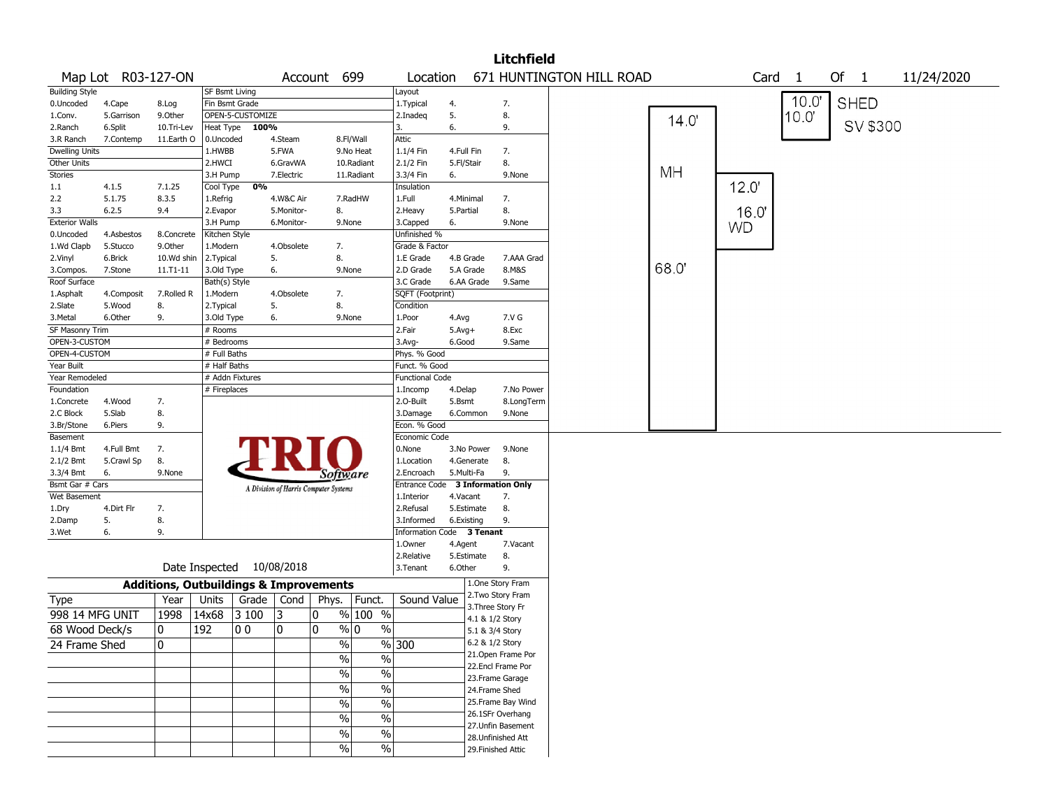# Litchfield

Map Lot R03-127-ON | Account 699 | Location 671 HUNTINGTON HILL ROAD | Card 1 Of 1 | 11/24/2020

| Building Style | | | SF Bsmt Living | | | Layout | | |
|---|---|---|---|---|---|---|---|---|
| 0.Uncoded | 4.Cape | 8.Log | Fin Bsmt Grade | | | 1.Typical | 4. | 7. |
| 1.Conv. | 5.Garrison | 9.Other | OPEN-5-CUSTOMIZE | | | 2.Inadeq | 5. | 8. |
| 2.Ranch | 6.Split | 10.Tri-Lev | Heat Type 100% | | | 3. | 6. | 9. |
| 3.R Ranch | 7.Contemp | 11.Earth O | 0.Uncoded | 4.Steam | 8.Fl/Wall | Attic | | |
| Dwelling Units | | | 1.HWBB | 5.FWA | 9.No Heat | 1.1/4 Fin | 4.Full Fin | 7. |
| Other Units | | | 2.HWCI | 6.GravWA | 10.Radiant | 2.1/2 Fin | 5.Fl/Stair | 8. |
| Stories | | | 3.H Pump | 7.Electric | 11.Radiant | 3.3/4 Fin | 6. | 9.None |
| 1.1 | 4.1.5 | 7.1.25 | Cool Type 0% | | | Insulation | | |
| 2.2 | 5.1.75 | 8.3.5 | 1.Refrig | 4.W&C Air | 7.RadHW | 1.Full | 4.Minimal | 7. |
| 3.3 | 6.2.5 | 9.4 | 2.Evapor | 5.Monitor- | 8. | 2.Heavy | 5.Partial | 8. |
| Exterior Walls | | | 3.H Pump | 6.Monitor- | 9.None | 3.Capped | 6. | 9.None |
| 0.Uncoded | 4.Asbestos | 8.Concrete | Kitchen Style | | | Unfinished % | | |
| 1.Wd Clapb | 5.Stucco | 9.Other | 1.Modern | 4.Obsolete | 7. | Grade & Factor | | |
| 2.Vinyl | 6.Brick | 10.Wd shin | 2.Typical | 5. | 8. | 1.E Grade | 4.B Grade | 7.AAA Grad |
| 3.Compos. | 7.Stone | 11.T1-11 | 3.Old Type | 6. | 9.None | 2.D Grade | 5.A Grade | 8.M&S |
| Roof Surface | | | Bath(s) Style | | | 3.C Grade | 6.AA Grade | 9.Same |
| 1.Asphalt | 4.Composit | 7.Rolled R | 1.Modern | 4.Obsolete | 7. | SQFT (Footprint) | | |
| 2.Slate | 5.Wood | 8. | 2.Typical | 5. | 8. | Condition | | |
| 3.Metal | 6.Other | 9. | 3.Old Type | 6. | 9.None | 1.Poor | 4.Avg | 7.V G |
| SF Masonry Trim | | | # Rooms | | | 2.Fair | 5.Avg+ | 8.Exc |
| OPEN-3-CUSTOM | | | # Bedrooms | | | 3.Avg- | 6.Good | 9.Same |
| OPEN-4-CUSTOM | | | # Full Baths | | | Phys. % Good | | |
| Year Built | | | # Half Baths | | | Funct. % Good | | |
| Year Remodeled | | | # Addn Fixtures | | | Functional Code | | |
| Foundation | | | # Fireplaces | | | 1.Incomp | 4.Delap | 7.No Power |
| 1.Concrete | 4.Wood | 7. | | | | 2.O-Built | 5.Bsmt | 8.LongTerm |
| 2.C Block | 5.Slab | 8. | | | | 3.Damage | 6.Common | 9.None |
| 3.Br/Stone | 6.Piers | 9. | | | | Econ. % Good | | |
| Basement | | | | | | Economic Code | | |
| 1.1/4 Bmt | 4.Full Bmt | 7. | | | | 0.None | 3.No Power | 9.None |
| 2.1/2 Bmt | 5.Crawl Sp | 8. | | | | 1.Location | 4.Generate | 8. |
| 3.3/4 Bmt | 6. | 9.None | | | | 2.Encroach | 5.Multi-Fa | 9. |
| Bsmt Gar # Cars | | | | | | Entrance Code 3 Information Only | | |
| Wet Basement | | | | | | 1.Interior | 4.Vacant | 7. |
| 1.Dry | 4.Dirt Flr | 7. | | | | 2.Refusal | 5.Estimate | 8. |
| 2.Damp | 5. | 8. | | | | 3.Informed | 6.Existing | 9. |
| 3.Wet | 6. | 9. | | | | Information Code 3 Tenant | | |
| | | | | | | 1.Owner | 4.Agent | 7.Vacant |
| | | | | | | 2.Relative | 5.Estimate | 8. |
| | | | Date Inspected 10/08/2018 | | | 3.Tenant | 6.Other | 9. |

TRIO Software — A Division of Harris Computer Systems

## Additions, Outbuildings & Improvements

| Type | Year | Units | Grade | Cond | Phys. | Funct. | Sound Value |
|---|---|---|---|---|---|---|---|
| 998 14 MFG UNIT | 1998 | 14x68 | 3 100 | 3 | 0 % | 100 % | |
| 68 Wood Deck/s | 0 | 192 | 0 0 | 0 | 0 % | 0 % | |
| 24 Frame Shed | 0 | | | | % | % | 300 |
| | | | | | % | % | |
| | | | | | % | % | |
| | | | | | % | % | |
| | | | | | % | % | |
| | | | | | % | % | |
| | | | | | % | % | |
| | | | | | % | % | |

1.One Story Fram
2.Two Story Fram
3.Three Story Fr
4.1 & 1/2 Story
5.1 & 3/4 Story
6.2 & 1/2 Story
21.Open Frame Por
22.Encl Frame Por
23.Frame Garage
24.Frame Shed
25.Frame Bay Wind
26.1SFr Overhang
27.Unfin Basement
28.Unfinished Att
29.Finished Attic

Sketch: MH 14.0' x 68.0'; WD 12.0' x 16.0'; SHED 10.0' x 10.0' SV $300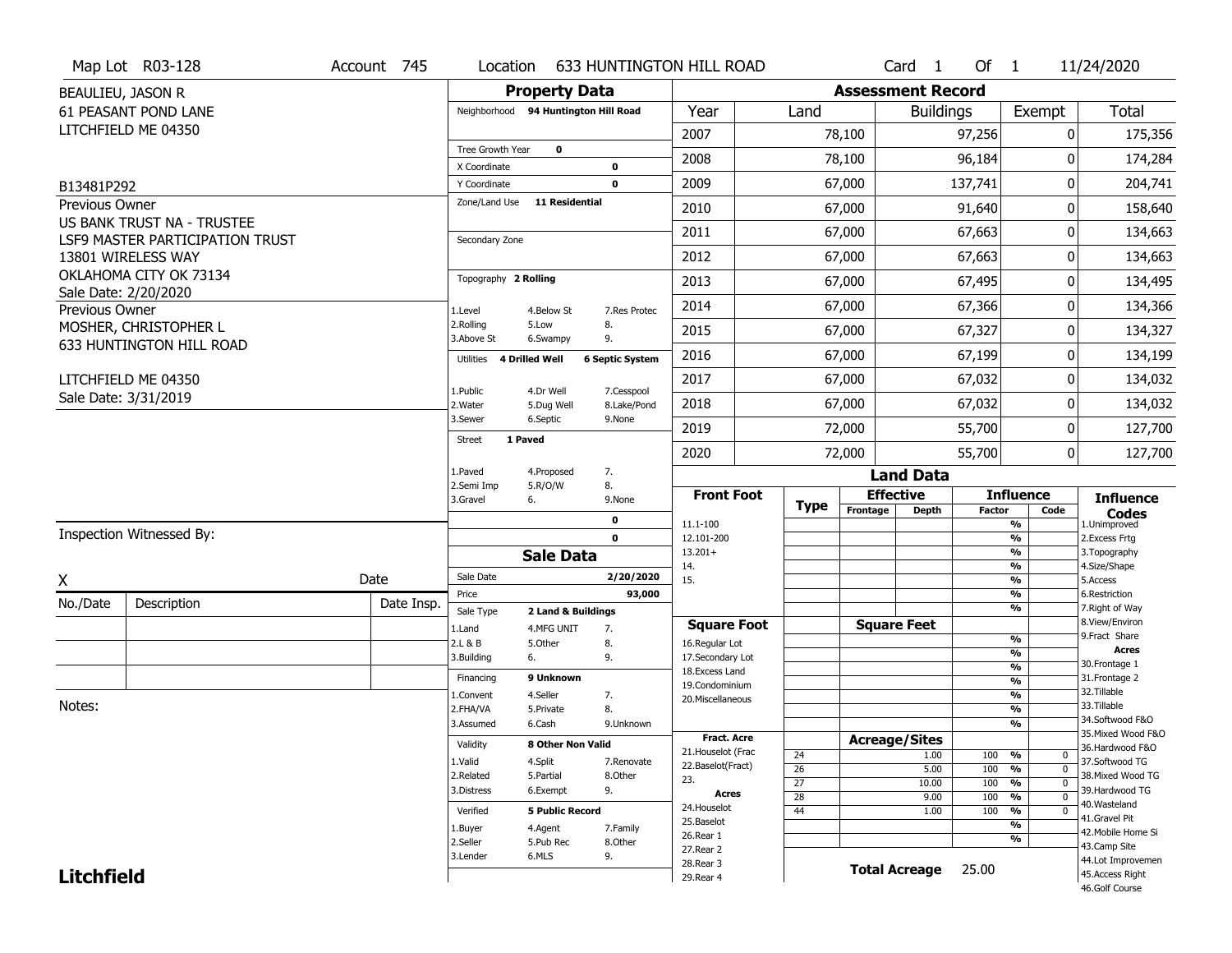Map Lot R03-128 | Account 745 | Location 633 HUNTINGTON HILL ROAD | Card 1 Of 1 | 11/24/2020

BEAULIEU, JASON R
61 PEASANT POND LANE
LITCHFIELD ME 04350

B13481P292

Previous Owner
US BANK TRUST NA - TRUSTEE
LSF9 MASTER PARTICIPATION TRUST
13801 WIRELESS WAY
OKLAHOMA CITY OK 73134
Sale Date: 2/20/2020

Previous Owner
MOSHER, CHRISTOPHER L
633 HUNTINGTON HILL ROAD
LITCHFIELD ME 04350
Sale Date: 3/31/2019

## Property Data

Neighborhood: 94 Huntington Hill Road
Tree Growth Year: 0
X Coordinate: 0
Y Coordinate: 0
Zone/Land Use: 11 Residential
Secondary Zone:

Topography: 2 Rolling
1.Level 4.Below St 7.Res Protec
2.Rolling 5.Low 8.
3.Above St 6.Swampy 9.

Utilities: 4 Drilled Well, 6 Septic System
1.Public 4.Dr Well 7.Cesspool
2.Water 5.Dug Well 8.Lake/Pond
3.Sewer 6.Septic 9.None

Street: 1 Paved
1.Paved 4.Proposed 7.
2.Semi Imp 5.R/O/W 8.
3.Gravel 6. 9.None

0
0

## Sale Data

Sale Date: 2/20/2020
Price: 93,000
Sale Type: 2 Land & Buildings
1.Land 4.MFG UNIT 7.
2.L & B 5.Other 8.
3.Building 6. 9.

Financing: 9 Unknown
1.Convent 4.Seller 7.
2.FHA/VA 5.Private 8.
3.Assumed 6.Cash 9.Unknown

Validity: 8 Other Non Valid
1.Valid 4.Split 7.Renovate
2.Related 5.Partial 8.Other
3.Distress 6.Exempt 9.

Verified: 5 Public Record
1.Buyer 4.Agent 7.Family
2.Seller 5.Pub Rec 8.Other
3.Lender 6.MLS 9.

## Assessment Record

| Year | Land | Buildings | Exempt | Total |
|---|---|---|---|---|
| 2007 | 78,100 | 97,256 | 0 | 175,356 |
| 2008 | 78,100 | 96,184 | 0 | 174,284 |
| 2009 | 67,000 | 137,741 | 0 | 204,741 |
| 2010 | 67,000 | 91,640 | 0 | 158,640 |
| 2011 | 67,000 | 67,663 | 0 | 134,663 |
| 2012 | 67,000 | 67,663 | 0 | 134,663 |
| 2013 | 67,000 | 67,495 | 0 | 134,495 |
| 2014 | 67,000 | 67,366 | 0 | 134,366 |
| 2015 | 67,000 | 67,327 | 0 | 134,327 |
| 2016 | 67,000 | 67,199 | 0 | 134,199 |
| 2017 | 67,000 | 67,032 | 0 | 134,032 |
| 2018 | 67,000 | 67,032 | 0 | 134,032 |
| 2019 | 72,000 | 55,700 | 0 | 127,700 |
| 2020 | 72,000 | 55,700 | 0 | 127,700 |

## Land Data

Front Foot: 11.1-100, 12.101-200, 13.201+, 14., 15.
Square Foot: 16.Regular Lot, 17.Secondary Lot, 18.Excess Land, 19.Condominium, 20.Miscellaneous
Fract. Acre: 21.Houselot (Frac, 22.Baselot(Fract), 23.
Acres: 24.Houselot, 25.Baselot, 26.Rear 1, 27.Rear 2, 28.Rear 3, 29.Rear 4

### Acreage/Sites

| Type | Acreage/Sites | Factor | Code |
|---|---|---|---|
| 24 | 1.00 | 100 % | 0 |
| 26 | 5.00 | 100 % | 0 |
| 27 | 10.00 | 100 % | 0 |
| 28 | 9.00 | 100 % | 0 |
| 44 | 1.00 | 100 % | 0 |

**Total Acreage** 25.00

### Influence Codes
1.Unimproved, 2.Excess Frtg, 3.Topography, 4.Size/Shape, 5.Access, 6.Restriction, 7.Right of Way, 8.View/Environ, 9.Fract Share

**Acres**
30.Frontage 1, 31.Frontage 2, 32.Tillable, 33.Tillable, 34.Softwood F&O, 35.Mixed Wood F&O, 36.Hardwood F&O, 37.Softwood TG, 38.Mixed Wood TG, 39.Hardwood TG, 40.Wasteland, 41.Gravel Pit, 42.Mobile Home Si, 43.Camp Site, 44.Lot Improvemen, 45.Access Right, 46.Golf Course

Inspection Witnessed By:

X ____________________ Date

| No./Date | Description | Date Insp. |
|---|---|---|
| | | |
| | | |
| | | |

Notes:

**Litchfield**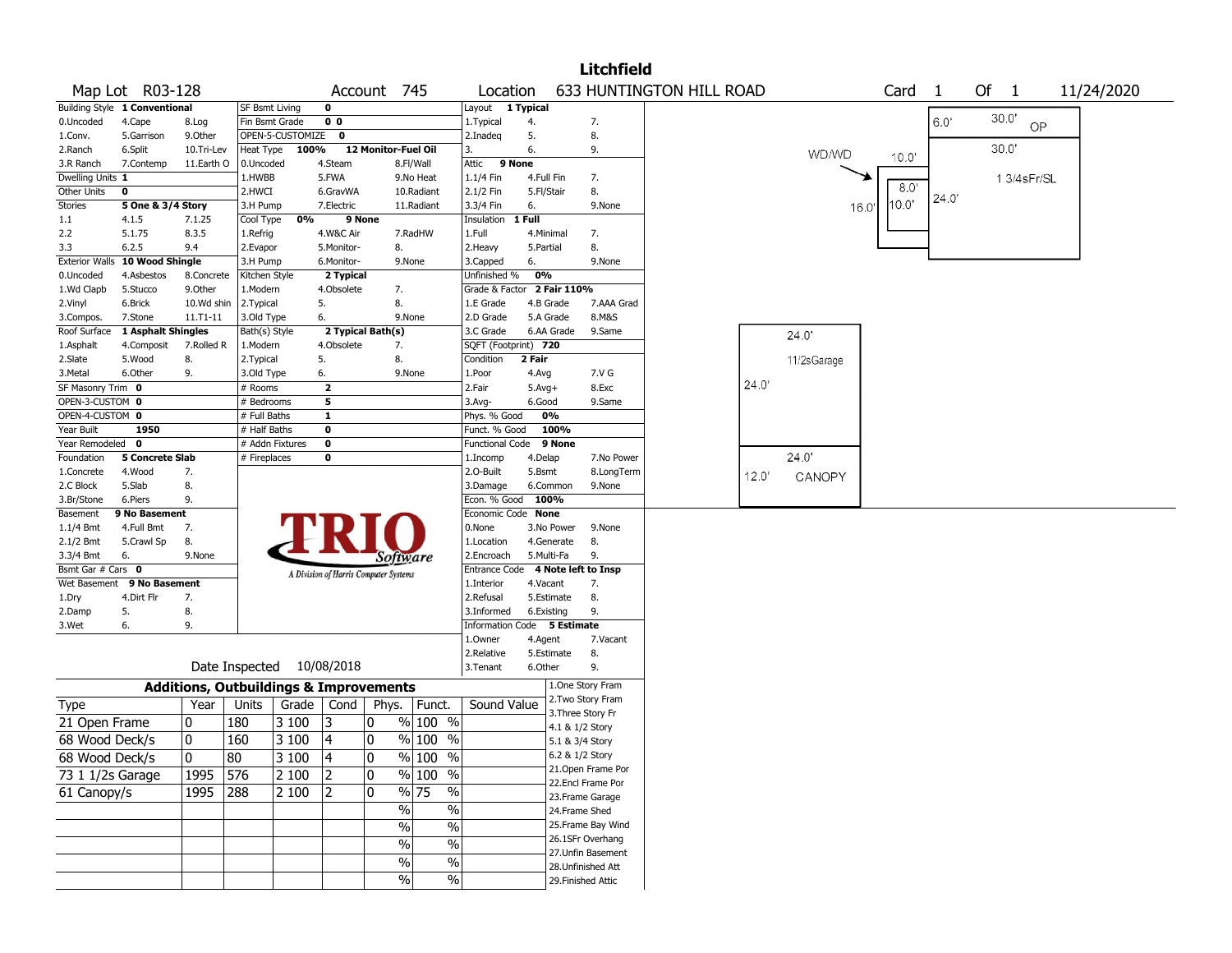# Litchfield

**Map Lot** R03-128 | **Account** 745 | **Location** 633 HUNTINGTON HILL ROAD | **Card** 1 **Of** 1 | 11/24/2020

| Building Style | 1 Conventional | | SF Bsmt Living | 0 | | Layout | 1 Typical | |
|---|---|---|---|---|---|---|---|---|
| 0.Uncoded | 4.Cape | 8.Log | Fin Bsmt Grade | 0 0 | | 1.Typical | 4. | 7. |
| 1.Conv. | 5.Garrison | 9.Other | OPEN-5-CUSTOMIZE | 0 | | 2.Inadeq | 5. | 8. |
| 2.Ranch | 6.Split | 10.Tri-Lev | Heat Type 100% | 12 Monitor-Fuel Oil | | 3. | 6. | 9. |
| 3.R Ranch | 7.Contemp | 11.Earth O | 0.Uncoded | 4.Steam | 8.Fl/Wall | Attic | 9 None | |
| Dwelling Units | 1 | | 1.HWBB | 5.FWA | 9.No Heat | 1.1/4 Fin | 4.Full Fin | 7. |
| Other Units | 0 | | 2.HWCI | 6.GravWA | 10.Radiant | 2.1/2 Fin | 5.Fl/Stair | 8. |
| Stories | 5 One & 3/4 Story | | 3.H Pump | 7.Electric | 11.Radiant | 3.3/4 Fin | 6. | 9.None |
| 1.1 | 4.1.5 | 7.1.25 | Cool Type 0% | 9 None | | Insulation | 1 Full | |
| 2.2 | 5.1.75 | 8.3.5 | 1.Refrig | 4.W&C Air | 7.RadHW | 1.Full | 4.Minimal | 7. |
| 3.3 | 6.2.5 | 9.4 | 2.Evapor | 5.Monitor- | 8. | 2.Heavy | 5.Partial | 8. |
| Exterior Walls | 10 Wood Shingle | | 3.H Pump | 6.Monitor- | 9.None | 3.Capped | 6. | 9.None |
| 0.Uncoded | 4.Asbestos | 8.Concrete | Kitchen Style | 2 Typical | | Unfinished % | 0% | |
| 1.Wd Clapb | 5.Stucco | 9.Other | 1.Modern | 4.Obsolete | 7. | Grade & Factor | 2 Fair 110% | |
| 2.Vinyl | 6.Brick | 10.Wd shin | 2.Typical | 5. | 8. | 1.E Grade | 4.B Grade | 7.AAA Grad |
| 3.Compos. | 7.Stone | 11.T1-11 | 3.Old Type | 6. | 9.None | 2.D Grade | 5.A Grade | 8.M&S |
| Roof Surface | 1 Asphalt Shingles | | Bath(s) Style | 2 Typical Bath(s) | | 3.C Grade | 6.AA Grade | 9.Same |
| 1.Asphalt | 4.Composit | 7.Rolled R | 1.Modern | 4.Obsolete | 7. | SQFT (Footprint) | 720 | |
| 2.Slate | 5.Wood | 8. | 2.Typical | 5. | 8. | Condition | 2 Fair | |
| 3.Metal | 6.Other | 9. | 3.Old Type | 6. | 9.None | 1.Poor | 4.Avg | 7.V G |
| SF Masonry Trim | 0 | | # Rooms | 2 | | 2.Fair | 5.Avg+ | 8.Exc |
| OPEN-3-CUSTOM | 0 | | # Bedrooms | 5 | | 3.Avg- | 6.Good | 9.Same |
| OPEN-4-CUSTOM | 0 | | # Full Baths | 1 | | Phys. % Good | 0% | |
| Year Built | 1950 | | # Half Baths | 0 | | Funct. % Good | 100% | |
| Year Remodeled | 0 | | # Addn Fixtures | 0 | | Functional Code | 9 None | |
| Foundation | 5 Concrete Slab | | # Fireplaces | 0 | | 1.Incomp | 4.Delap | 7.No Power |
| 1.Concrete | 4.Wood | 7. | | | | 2.O-Built | 5.Bsmt | 8.LongTerm |
| 2.C Block | 5.Slab | 8. | | | | 3.Damage | 6.Common | 9.None |
| 3.Br/Stone | 6.Piers | 9. | | | | Econ. % Good | 100% | |
| Basement | 9 No Basement | | | | | Economic Code | None | |
| 1.1/4 Bmt | 4.Full Bmt | 7. | | | | 0.None | 3.No Power | 9.None |
| 2.1/2 Bmt | 5.Crawl Sp | 8. | | | | 1.Location | 4.Generate | 8. |
| 3.3/4 Bmt | 6. | 9.None | | | | 2.Encroach | 5.Multi-Fa | 9. |
| Bsmt Gar # Cars | 0 | | | | | Entrance Code | 4 Note left to Insp | |
| Wet Basement | 9 No Basement | | | | | 1.Interior | 4.Vacant | 7. |
| 1.Dry | 4.Dirt Flr | 7. | | | | 2.Refusal | 5.Estimate | 8. |
| 2.Damp | 5. | 8. | | | | 3.Informed | 6.Existing | 9. |
| 3.Wet | 6. | 9. | | | | Information Code | 5 Estimate | |
| | | | | | | 1.Owner | 4.Agent | 7.Vacant |
| | | | | | | 2.Relative | 5.Estimate | 8. |
| Date Inspected | 10/08/2018 | | | | | 3.Tenant | 6.Other | 9. |

TRIO Software — A Division of Harris Computer Systems

## Additions, Outbuildings & Improvements

| Type | Year | Units | Grade | Cond | Phys. | Funct. | Sound Value |
|---|---|---|---|---|---|---|---|
| 21 Open Frame | 0 | 180 | 3 100 | 3 | 0 % | 100 % | |
| 68 Wood Deck/s | 0 | 160 | 3 100 | 4 | 0 % | 100 % | |
| 68 Wood Deck/s | 0 | 80 | 3 100 | 4 | 0 % | 100 % | |
| 73 1 1/2s Garage | 1995 | 576 | 2 100 | 2 | 0 % | 100 % | |
| 61 Canopy/s | 1995 | 288 | 2 100 | 2 | 0 % | 75 % | |
| | | | | | % | % | |
| | | | | | % | % | |
| | | | | | % | % | |
| | | | | | % | % | |
| | | | | | % | % | |

1.One Story Fram
2.Two Story Fram
3.Three Story Fr
4.1 & 1/2 Story
5.1 & 3/4 Story
6.2 & 1/2 Story
21.Open Frame Por
22.Encl Frame Por
23.Frame Garage
24.Frame Shed
25.Frame Bay Wind
26.1SFr Overhang
27.Unfin Basement
28.Unfinished Att
29.Finished Attic

Sketch labels: OP 6.0' x 30.0'; 1 3/4sFr/SL 30.0' x 24.0'; WD/WD 10.0', 8.0', 16.0', 10.0'; 1 1/2sGarage 24.0' x 24.0'; CANOPY 24.0' x 12.0'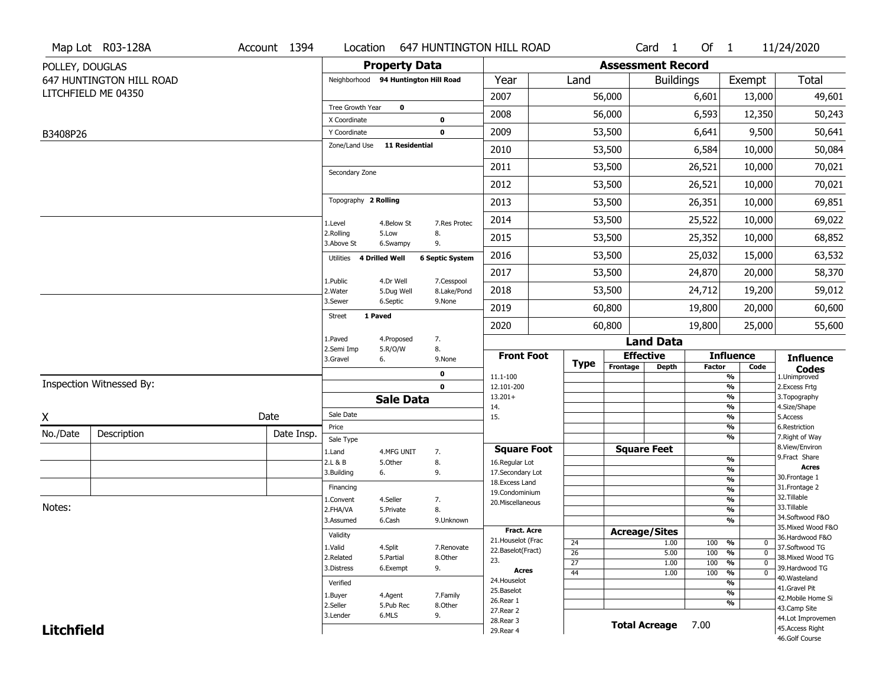Map Lot R03-128A | Account 1394 | Location 647 HUNTINGTON HILL ROAD | Card 1 Of 1 | 11/24/2020

POLLEY, DOUGLAS
647 HUNTINGTON HILL ROAD
LITCHFIELD ME 04350

B3408P26

## Property Data

Neighborhood **94 Huntington Hill Road**

Tree Growth Year **0**
X Coordinate **0**
Y Coordinate **0**
Zone/Land Use **11 Residential**

Secondary Zone

Topography **2 Rolling**

1.Level 4.Below St 7.Res Protec
2.Rolling 5.Low 8.
3.Above St 6.Swampy 9.

Utilities **4 Drilled Well** **6 Septic System**

1.Public 4.Dr Well 7.Cesspool
2.Water 5.Dug Well 8.Lake/Pond
3.Sewer 6.Septic 9.None

Street **1 Paved**

1.Paved 4.Proposed 7.
2.Semi Imp 5.R/O/W 8.
3.Gravel 6. 9.None

**0**
**0**

## Assessment Record

| Year | Land | Buildings | Exempt | Total |
|---|---|---|---|---|
| 2007 | 56,000 | 6,601 | 13,000 | 49,601 |
| 2008 | 56,000 | 6,593 | 12,350 | 50,243 |
| 2009 | 53,500 | 6,641 | 9,500 | 50,641 |
| 2010 | 53,500 | 6,584 | 10,000 | 50,084 |
| 2011 | 53,500 | 26,521 | 10,000 | 70,021 |
| 2012 | 53,500 | 26,521 | 10,000 | 70,021 |
| 2013 | 53,500 | 26,351 | 10,000 | 69,851 |
| 2014 | 53,500 | 25,522 | 10,000 | 69,022 |
| 2015 | 53,500 | 25,352 | 10,000 | 68,852 |
| 2016 | 53,500 | 25,032 | 15,000 | 63,532 |
| 2017 | 53,500 | 24,870 | 20,000 | 58,370 |
| 2018 | 53,500 | 24,712 | 19,200 | 59,012 |
| 2019 | 60,800 | 19,800 | 20,000 | 60,600 |
| 2020 | 60,800 | 19,800 | 25,000 | 55,600 |

## Land Data

| Front Foot | Type | Effective Frontage | Effective Depth | Influence Factor | Influence Code |
|---|---|---|---|---|---|
| 11.1-100 | | | | % | |
| 12.101-200 | | | | % | |
| 13.201+ | | | | % | |
| 14. | | | | % | |
| 15. | | | | % | |
| | | | | % | |
| | | | | % | |

| Square Foot | Square Feet | Influence Factor | Influence Code |
|---|---|---|---|
| 16.Regular Lot | | % | |
| 17.Secondary Lot | | % | |
| 18.Excess Land | | % | |
| 19.Condominium | | % | |
| 20.Miscellaneous | | % | |
| | | % | |
| | | % | |

| Fract. Acre / Acres | Type | Acreage/Sites | Influence Factor | Influence Code |
|---|---|---|---|---|
| 21.Houselot (Frac | 24 | 1.00 | 100 % | 0 |
| 22.Baselot(Fract) | 26 | 5.00 | 100 % | 0 |
| 23. | 27 | 1.00 | 100 % | 0 |
| **Acres** | 44 | 1.00 | 100 % | 0 |
| 24.Houselot | | | % | |
| 25.Baselot | | | % | |
| 26.Rear 1 | | | % | |
| 27.Rear 2 | | | | |
| 28.Rear 3 | | | | |
| 29.Rear 4 | | | | |

**Total Acreage** 7.00

**Influence Codes**
1.Unimproved
2.Excess Frtg
3.Topography
4.Size/Shape
5.Access
6.Restriction
7.Right of Way
8.View/Environ
9.Fract Share
**Acres**
30.Frontage 1
31.Frontage 2
32.Tillable
33.Tillable
34.Softwood F&O
35.Mixed Wood F&O
36.Hardwood F&O
37.Softwood TG
38.Mixed Wood TG
39.Hardwood TG
40.Wasteland
41.Gravel Pit
42.Mobile Home Si
43.Camp Site
44.Lot Improvemen
45.Access Right
46.Golf Course

## Sale Data

Sale Date
Price
Sale Type

1.Land 4.MFG UNIT 7.
2.L & B 5.Other 8.
3.Building 6. 9.

Financing

1.Convent 4.Seller 7.
2.FHA/VA 5.Private 8.
3.Assumed 6.Cash 9.Unknown

Validity

1.Valid 4.Split 7.Renovate
2.Related 5.Partial 8.Other
3.Distress 6.Exempt 9.

Verified

1.Buyer 4.Agent 7.Family
2.Seller 5.Pub Rec 8.Other
3.Lender 6.MLS 9.

Inspection Witnessed By:

X Date

| No./Date | Description | Date Insp. |
|---|---|---|
| | | |
| | | |
| | | |

Notes:

**Litchfield**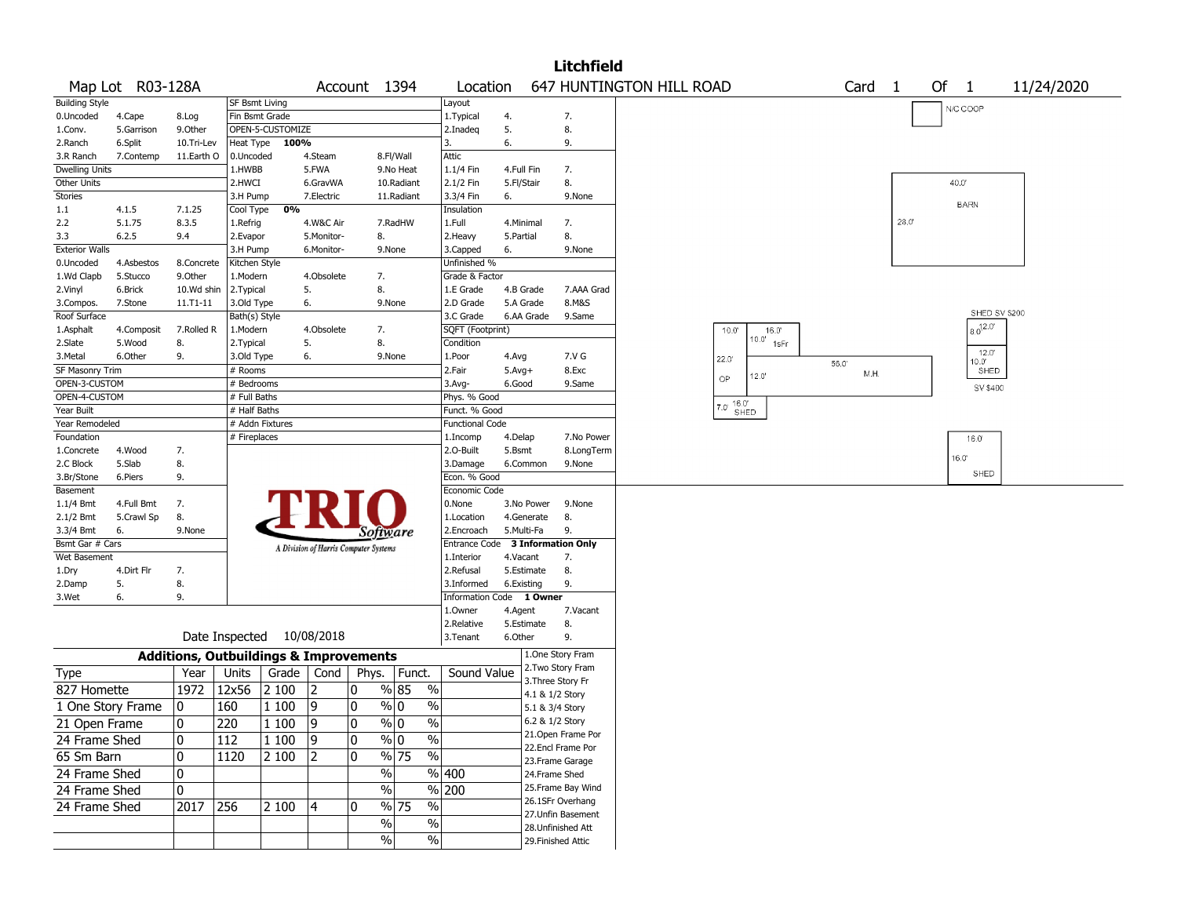# Litchfield

Map Lot R03-128A | Account 1394 | Location 647 HUNTINGTON HILL ROAD | Card 1 Of 1 | 11/24/2020

| Building Style | | | SF Bsmt Living | | | Layout | | |
|---|---|---|---|---|---|---|---|---|
| 0.Uncoded | 4.Cape | 8.Log | Fin Bsmt Grade | | | 1.Typical | 4. | 7. |
| 1.Conv. | 5.Garrison | 9.Other | OPEN-5-CUSTOMIZE | | | 2.Inadeq | 5. | 8. |
| 2.Ranch | 6.Split | 10.Tri-Lev | Heat Type 100% | | | 3. | 6. | 9. |
| 3.R Ranch | 7.Contemp | 11.Earth O | 0.Uncoded | 4.Steam | 8.Fl/Wall | Attic | | |
| Dwelling Units | | | 1.HWBB | 5.FWA | 9.No Heat | 1.1/4 Fin | 4.Full Fin | 7. |
| Other Units | | | 2.HWCI | 6.GravWA | 10.Radiant | 2.1/2 Fin | 5.Fl/Stair | 8. |
| Stories | | | 3.H Pump | 7.Electric | 11.Radiant | 3.3/4 Fin | 6. | 9.None |
| 1.1 | 4.1.5 | 7.1.25 | Cool Type 0% | | | Insulation | | |
| 2.2 | 5.1.75 | 8.3.5 | 1.Refrig | 4.W&C Air | 7.RadHW | 1.Full | 4.Minimal | 7. |
| 3.3 | 6.2.5 | 9.4 | 2.Evapor | 5.Monitor- | 8. | 2.Heavy | 5.Partial | 8. |
| Exterior Walls | | | 3.H Pump | 6.Monitor- | 9.None | 3.Capped | 6. | 9.None |
| 0.Uncoded | 4.Asbestos | 8.Concrete | Kitchen Style | | | Unfinished % | | |
| 1.Wd Clapb | 5.Stucco | 9.Other | 1.Modern | 4.Obsolete | 7. | Grade & Factor | | |
| 2.Vinyl | 6.Brick | 10.Wd shin | 2.Typical | 5. | 8. | 1.E Grade | 4.B Grade | 7.AAA Grad |
| 3.Compos. | 7.Stone | 11.T1-11 | 3.Old Type | 6. | 9.None | 2.D Grade | 5.A Grade | 8.M&S |
| Roof Surface | | | Bath(s) Style | | | 3.C Grade | 6.AA Grade | 9.Same |
| 1.Asphalt | 4.Composit | 7.Rolled R | 1.Modern | 4.Obsolete | 7. | SQFT (Footprint) | | |
| 2.Slate | 5.Wood | 8. | 2.Typical | 5. | 8. | Condition | | |
| 3.Metal | 6.Other | 9. | 3.Old Type | 6. | 9.None | 1.Poor | 4.Avg | 7.V G |
| SF Masonry Trim | | | # Rooms | | | 2.Fair | 5.Avg+ | 8.Exc |
| OPEN-3-CUSTOM | | | # Bedrooms | | | 3.Avg- | 6.Good | 9.Same |
| OPEN-4-CUSTOM | | | # Full Baths | | | Phys. % Good | | |
| Year Built | | | # Half Baths | | | Funct. % Good | | |
| Year Remodeled | | | # Addn Fixtures | | | Functional Code | | |
| Foundation | | | # Fireplaces | | | 1.Incomp | 4.Delap | 7.No Power |
| 1.Concrete | 4.Wood | 7. | | | | 2.O-Built | 5.Bsmt | 8.LongTerm |
| 2.C Block | 5.Slab | 8. | | | | 3.Damage | 6.Common | 9.None |
| 3.Br/Stone | 6.Piers | 9. | | | | Econ. % Good | | |
| Basement | | | | | | Economic Code | | |
| 1.1/4 Bmt | 4.Full Bmt | 7. | | | | 0.None | 3.No Power | 9.None |
| 2.1/2 Bmt | 5.Crawl Sp | 8. | | | | 1.Location | 4.Generate | 8. |
| 3.3/4 Bmt | 6. | 9.None | | | | 2.Encroach | 5.Multi-Fa | 9. |
| Bsmt Gar # Cars | | | | | | Entrance Code 3 Information Only | | |
| Wet Basement | | | | | | 1.Interior | 4.Vacant | 7. |
| 1.Dry | 4.Dirt Flr | 7. | | | | 2.Refusal | 5.Estimate | 8. |
| 2.Damp | 5. | 8. | | | | 3.Informed | 6.Existing | 9. |
| 3.Wet | 6. | 9. | | | | Information Code 1 Owner | | |
| | | | | | | 1.Owner | 4.Agent | 7.Vacant |
| | | | | | | 2.Relative | 5.Estimate | 8. |
| Date Inspected 10/08/2018 | | | | | | 3.Tenant | 6.Other | 9. |

TRIO Software — A Division of Harris Computer Systems

## Additions, Outbuildings & Improvements

| Type | Year | Units | Grade | Cond | Phys. % | Funct. % | Sound Value |
|---|---|---|---|---|---|---|---|
| 827 Homette | 1972 | 12x56 | 2 100 | 2 | 0 | 85 | |
| 1 One Story Frame | 0 | 160 | 1 100 | 9 | 0 | 0 | |
| 21 Open Frame | 0 | 220 | 1 100 | 9 | 0 | 0 | |
| 24 Frame Shed | 0 | 112 | 1 100 | 9 | 0 | 0 | |
| 65 Sm Barn | 0 | 1120 | 2 100 | 2 | 0 | 75 | |
| 24 Frame Shed | 0 | | | | | | 400 |
| 24 Frame Shed | 0 | | | | | | 200 |
| 24 Frame Shed | 2017 | 256 | 2 100 | 4 | 0 | 75 | |
| | | | | | | | |
| | | | | | | | |

1.One Story Fram
2.Two Story Fram
3.Three Story Fr
4.1 & 1/2 Story
5.1 & 3/4 Story
6.2 & 1/2 Story
21.Open Frame Por
22.Encl Frame Por
23.Frame Garage
24.Frame Shed
25.Frame Bay Wind
26.1SFr Overhang
27.Unfin Basement
28.Unfinished Att
29.Finished Attic

Sketch labels: N/C COOP; BARN 40.0' x 28.0'; SHED SV $200 (8.0' x 12.0'); SHED SV $400 (12.0' x 10.0'); 1sFr 16.0' x 10.0'; OP 22.0' x 12.0' / 10.0'; M.H. 56.0'; SHED 7.0' x 16.0'; SHED 16.0' x 16.0'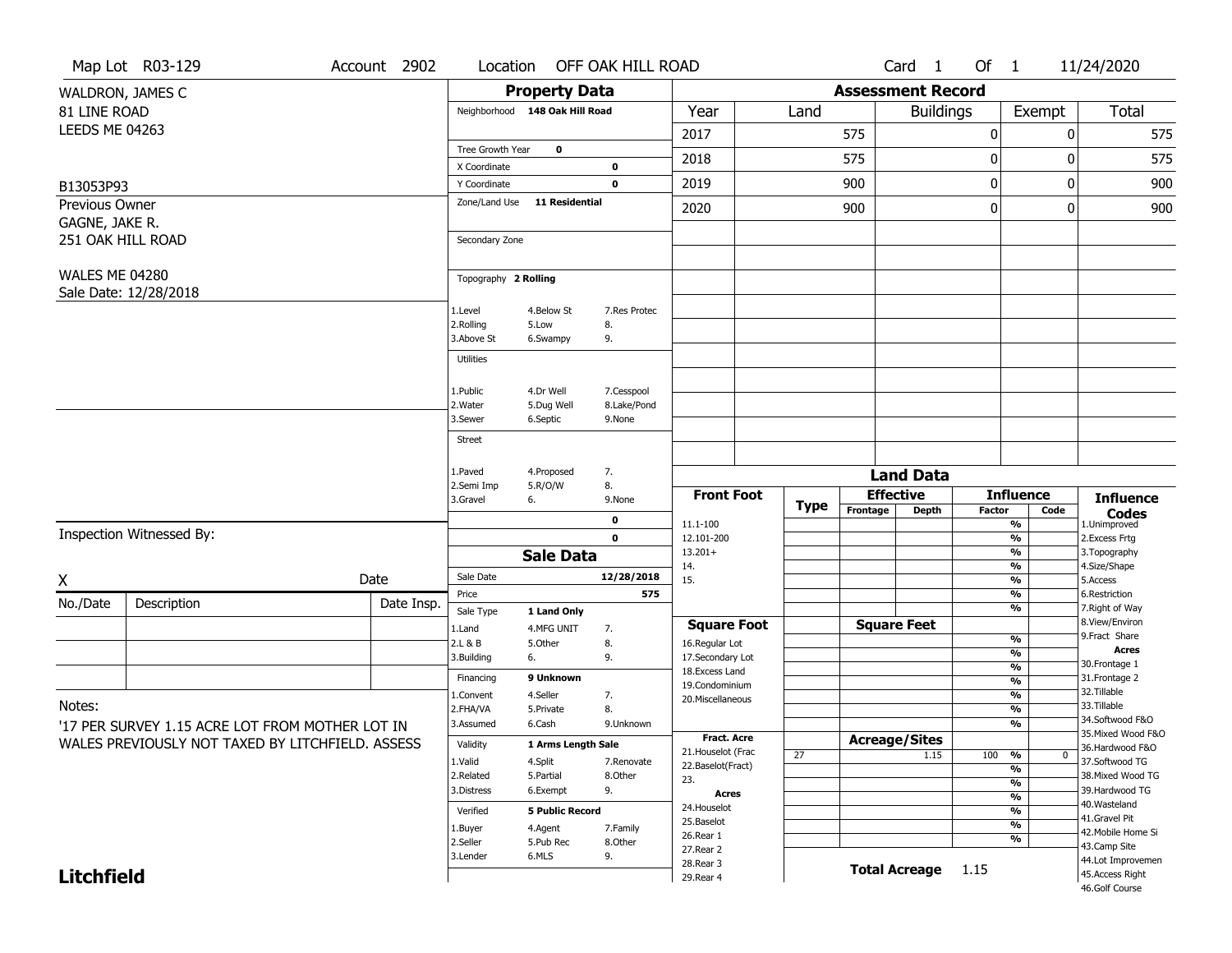Map Lot R03-129 | Account 2902 | Location OFF OAK HILL ROAD | Card 1 Of 1 | 11/24/2020

WALDRON, JAMES C
81 LINE ROAD
LEEDS ME 04263

B13053P93

Previous Owner
GAGNE, JAKE R.
251 OAK HILL ROAD

WALES ME 04280
Sale Date: 12/28/2018

## Property Data

Neighborhood **148 Oak Hill Road**

Tree Growth Year **0**
X Coordinate **0**
Y Coordinate **0**
Zone/Land Use **11 Residential**

Secondary Zone

Topography **2 Rolling**

| | | |
|---|---|---|
| 1.Level | 4.Below St | 7.Res Protec |
| 2.Rolling | 5.Low | 8. |
| 3.Above St | 6.Swampy | 9. |

Utilities

| | | |
|---|---|---|
| 1.Public | 4.Dr Well | 7.Cesspool |
| 2.Water | 5.Dug Well | 8.Lake/Pond |
| 3.Sewer | 6.Septic | 9.None |

Street

| | | |
|---|---|---|
| 1.Paved | 4.Proposed | 7. |
| 2.Semi Imp | 5.R/O/W | 8. |
| 3.Gravel | 6. | 9.None |

0
0

## Sale Data

Sale Date **12/28/2018**
Price **575**
Sale Type **1 Land Only**

| | | |
|---|---|---|
| 1.Land | 4.MFG UNIT | 7. |
| 2.L & B | 5.Other | 8. |
| 3.Building | 6. | 9. |

Financing **9 Unknown**

| | | |
|---|---|---|
| 1.Convent | 4.Seller | 7. |
| 2.FHA/VA | 5.Private | 8. |
| 3.Assumed | 6.Cash | 9.Unknown |

Validity **1 Arms Length Sale**

| | | |
|---|---|---|
| 1.Valid | 4.Split | 7.Renovate |
| 2.Related | 5.Partial | 8.Other |
| 3.Distress | 6.Exempt | 9. |

Verified **5 Public Record**

| | | |
|---|---|---|
| 1.Buyer | 4.Agent | 7.Family |
| 2.Seller | 5.Pub Rec | 8.Other |
| 3.Lender | 6.MLS | 9. |

## Assessment Record

| Year | Land | Buildings | Exempt | Total |
|---|---|---|---|---|
| 2017 | 575 | 0 | 0 | 575 |
| 2018 | 575 | 0 | 0 | 575 |
| 2019 | 900 | 0 | 0 | 900 |
| 2020 | 900 | 0 | 0 | 900 |

## Land Data

| Front Foot | Type | Effective Frontage | Effective Depth | Influence Factor | Influence Code |
|---|---|---|---|---|---|
| 11.1-100 | | | | % | |
| 12.101-200 | | | | % | |
| 13.201+ | | | | % | |
| 14. | | | | % | |
| 15. | | | | % | |

| Square Foot | Square Feet | | |
|---|---|---|---|
| 16.Regular Lot | | % | |
| 17.Secondary Lot | | % | |
| 18.Excess Land | | % | |
| 19.Condominium | | % | |
| 20.Miscellaneous | | % | |

| Fract. Acre / Acres | Type | Acreage/Sites | Factor | Code |
|---|---|---|---|---|
| 21.Houselot (Frac | 27 | 1.15 | 100 % | 0 |
| 22.Baselot(Fract) | | | % | |
| 23. | | | % | |
| 24.Houselot | | | % | |
| 25.Baselot | | | % | |
| 26.Rear 1 | | | % | |
| 27.Rear 2 | | | % | |
| 28.Rear 3 | | | | |
| 29.Rear 4 | | | | |

**Total Acreage** 1.15

**Influence Codes**
1.Unimproved
2.Excess Frtg
3.Topography
4.Size/Shape
5.Access
6.Restriction
7.Right of Way
8.View/Environ
9.Fract Share

**Acres**
30.Frontage 1
31.Frontage 2
32.Tillable
33.Tillable
34.Softwood F&O
35.Mixed Wood F&O
36.Hardwood F&O
37.Softwood TG
38.Mixed Wood TG
39.Hardwood TG
40.Wasteland
41.Gravel Pit
42.Mobile Home Si
43.Camp Site
44.Lot Improvemen
45.Access Right
46.Golf Course

Inspection Witnessed By:

X ____________________ Date

| No./Date | Description | Date Insp. |
|---|---|---|
| | | |
| | | |
| | | |

Notes:
'17 PER SURVEY 1.15 ACRE LOT FROM MOTHER LOT IN WALES PREVIOUSLY NOT TAXED BY LITCHFIELD. ASSESS

**Litchfield**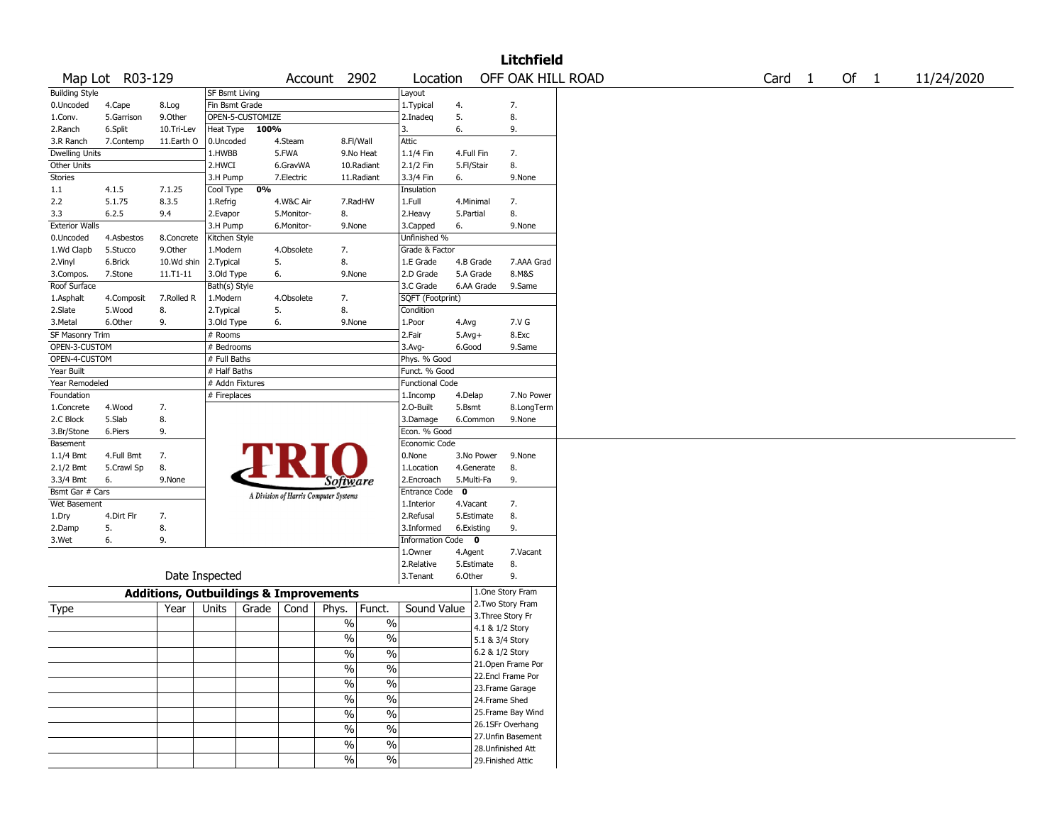# Litchfield

| Map Lot | R03-129 | Account | 2902 | Location | OFF OAK HILL ROAD | Card | 1 | Of | 1 | 11/24/2020 |
|---|---|---|---|---|---|---|---|---|---|---|

| | | | | | | | | | | |
|---|---|---|---|---|---|---|---|---|---|---|
| Building Style | | | SF Bsmt Living | | | | Layout | | | |
| 0.Uncoded | 4.Cape | 8.Log | Fin Bsmt Grade | | | | 1.Typical | 4. | 7. | |
| 1.Conv. | 5.Garrison | 9.Other | OPEN-5-CUSTOMIZE | | | | 2.Inadeq | 5. | 8. | |
| 2.Ranch | 6.Split | 10.Tri-Lev | Heat Type 100% | | | | 3. | 6. | 9. | |
| 3.R Ranch | 7.Contemp | 11.Earth O | 0.Uncoded | 4.Steam | 8.Fl/Wall | | Attic | | | |
| Dwelling Units | | | 1.HWBB | 5.FWA | 9.No Heat | | 1.1/4 Fin | 4.Full Fin | 7. | |
| Other Units | | | 2.HWCI | 6.GravWA | 10.Radiant | | 2.1/2 Fin | 5.Fl/Stair | 8. | |
| Stories | | | 3.H Pump | 7.Electric | 11.Radiant | | 3.3/4 Fin | 6. | 9.None | |
| 1.1 | 4.1.5 | 7.1.25 | Cool Type 0% | | | | Insulation | | | |
| 2.2 | 5.1.75 | 8.3.5 | 1.Refrig | 4.W&C Air | 7.RadHW | | 1.Full | 4.Minimal | 7. | |
| 3.3 | 6.2.5 | 9.4 | 2.Evapor | 5.Monitor- | 8. | | 2.Heavy | 5.Partial | 8. | |
| Exterior Walls | | | 3.H Pump | 6.Monitor- | 9.None | | 3.Capped | 6. | 9.None | |
| 0.Uncoded | 4.Asbestos | 8.Concrete | Kitchen Style | | | | Unfinished % | | | |
| 1.Wd Clapb | 5.Stucco | 9.Other | 1.Modern | 4.Obsolete | 7. | | Grade & Factor | | | |
| 2.Vinyl | 6.Brick | 10.Wd shin | 2.Typical | 5. | 8. | | 1.E Grade | 4.B Grade | 7.AAA Grad | |
| 3.Compos. | 7.Stone | 11.T1-11 | 3.Old Type | 6. | 9.None | | 2.D Grade | 5.A Grade | 8.M&S | |
| Roof Surface | | | Bath(s) Style | | | | 3.C Grade | 6.AA Grade | 9.Same | |
| 1.Asphalt | 4.Composit | 7.Rolled R | 1.Modern | 4.Obsolete | 7. | | SQFT (Footprint) | | | |
| 2.Slate | 5.Wood | 8. | 2.Typical | 5. | 8. | | Condition | | | |
| 3.Metal | 6.Other | 9. | 3.Old Type | 6. | 9.None | | 1.Poor | 4.Avg | 7.V G | |
| SF Masonry Trim | | | # Rooms | | | | 2.Fair | 5.Avg+ | 8.Exc | |
| OPEN-3-CUSTOM | | | # Bedrooms | | | | 3.Avg- | 6.Good | 9.Same | |
| OPEN-4-CUSTOM | | | # Full Baths | | | | Phys. % Good | | | |
| Year Built | | | # Half Baths | | | | Funct. % Good | | | |
| Year Remodeled | | | # Addn Fixtures | | | | Functional Code | | | |
| Foundation | | | # Fireplaces | | | | 1.Incomp | 4.Delap | 7.No Power | |
| 1.Concrete | 4.Wood | 7. | | | | | 2.O-Built | 5.Bsmt | 8.LongTerm | |
| 2.C Block | 5.Slab | 8. | | | | | 3.Damage | 6.Common | 9.None | |
| 3.Br/Stone | 6.Piers | 9. | | | | | Econ. % Good | | | |
| Basement | | | | | | | Economic Code | | | |
| 1.1/4 Bmt | 4.Full Bmt | 7. | | | | | 0.None | 3.No Power | 9.None | |
| 2.1/2 Bmt | 5.Crawl Sp | 8. | | | | | 1.Location | 4.Generate | 8. | |
| 3.3/4 Bmt | 6. | 9.None | | | | | 2.Encroach | 5.Multi-Fa | 9. | |
| Bsmt Gar # Cars | | | | | | | Entrance Code 0 | | | |
| Wet Basement | | | | | | | 1.Interior | 4.Vacant | 7. | |
| 1.Dry | 4.Dirt Flr | 7. | | | | | 2.Refusal | 5.Estimate | 8. | |
| 2.Damp | 5. | 8. | | | | | 3.Informed | 6.Existing | 9. | |
| 3.Wet | 6. | 9. | | | | | Information Code 0 | | | |
| | | | | | | | 1.Owner | 4.Agent | 7.Vacant | |
| | | | | | | | 2.Relative | 5.Estimate | 8. | |
| Date Inspected | | | | | | | 3.Tenant | 6.Other | 9. | |

TRIO Software — A Division of Harris Computer Systems

## Additions, Outbuildings & Improvements

| Type | Year | Units | Grade | Cond | Phys. | Funct. | Sound Value | |
|---|---|---|---|---|---|---|---|---|
| | | | | | % | % | | 1.One Story Fram |
| | | | | | % | % | | 2.Two Story Fram |
| | | | | | % | % | | 3.Three Story Fr |
| | | | | | % | % | | 4.1 & 1/2 Story |
| | | | | | % | % | | 5.1 & 3/4 Story |
| | | | | | % | % | | 6.2 & 1/2 Story |
| | | | | | % | % | | 21.Open Frame Por |
| | | | | | % | % | | 22.Encl Frame Por |
| | | | | | % | % | | 23.Frame Garage |
| | | | | | % | % | | 24.Frame Shed |
| | | | | | | | | 25.Frame Bay Wind |
| | | | | | | | | 26.1SFr Overhang |
| | | | | | | | | 27.Unfin Basement |
| | | | | | | | | 28.Unfinished Att |
| | | | | | | | | 29.Finished Attic |